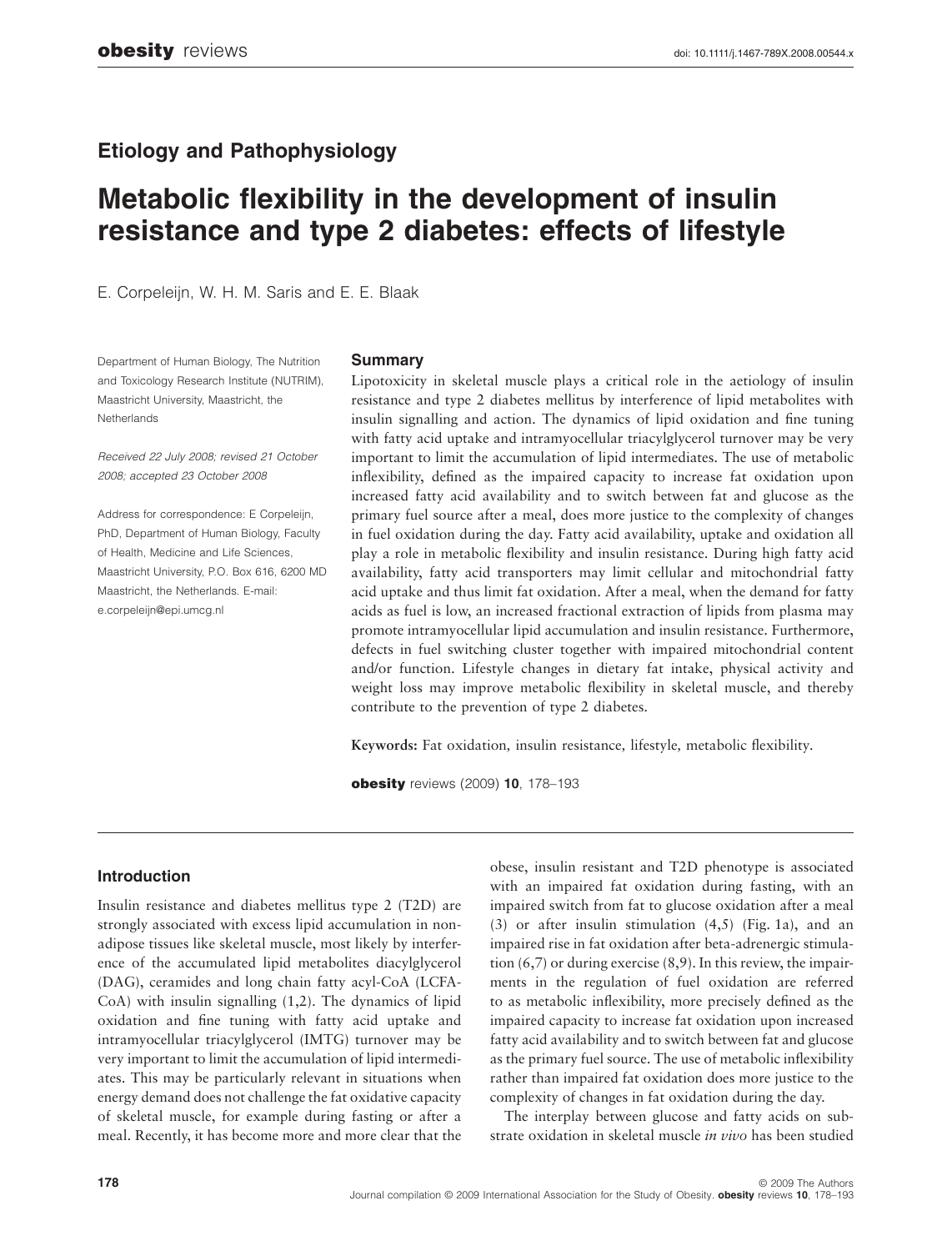## Etiology and Pathophysiology

# Metabolic flexibility in the development of insulin resistance and type 2 diabetes: effects of lifestyle

E. Corpeleijn, W. H. M. Saris and E. E. Blaak

Department of Human Biology, The Nutrition and Toxicology Research Institute (NUTRIM), Maastricht University, Maastricht, the Netherlands

*Received 22 July 2008; revised 21 October 2008; accepted 23 October 2008*

Address for correspondence: E Corpeleijn, PhD, Department of Human Biology, Faculty of Health, Medicine and Life Sciences, Maastricht University, P.O. Box 616, 6200 MD Maastricht, the Netherlands. E-mail: e.corpeleijn@epi.umcg.nl

### Summary

Lipotoxicity in skeletal muscle plays a critical role in the aetiology of insulin resistance and type 2 diabetes mellitus by interference of lipid metabolites with insulin signalling and action. The dynamics of lipid oxidation and fine tuning with fatty acid uptake and intramyocellular triacylglycerol turnover may be very important to limit the accumulation of lipid intermediates. The use of metabolic inflexibility, defined as the impaired capacity to increase fat oxidation upon increased fatty acid availability and to switch between fat and glucose as the primary fuel source after a meal, does more justice to the complexity of changes in fuel oxidation during the day. Fatty acid availability, uptake and oxidation all play a role in metabolic flexibility and insulin resistance. During high fatty acid availability, fatty acid transporters may limit cellular and mitochondrial fatty acid uptake and thus limit fat oxidation. After a meal, when the demand for fatty acids as fuel is low, an increased fractional extraction of lipids from plasma may promote intramyocellular lipid accumulation and insulin resistance. Furthermore, defects in fuel switching cluster together with impaired mitochondrial content and/or function. Lifestyle changes in dietary fat intake, physical activity and weight loss may improve metabolic flexibility in skeletal muscle, and thereby contribute to the prevention of type 2 diabetes.

**Keywords:** Fat oxidation, insulin resistance, lifestyle, metabolic flexibility.

## Introduction

Insulin resistance and diabetes mellitus type 2 (T2D) are strongly associated with excess lipid accumulation in non-adipose tissues like skeletal muscle, most likely by interference of the accumulated lipid metabolites diacylglycerol (DAG), ceramides and long chain fatty acyl-CoA (LCFA-CoA) with insulin signalling (1,2). The dynamics of lipid oxidation and fine tuning with fatty acid uptake and intramyocellular triacylglycerol (IMTG) turnover may be very important to limit the accumulation of lipid intermediates. This may be particularly relevant in situations when energy demand does not challenge the fat oxidative capacity of skeletal muscle, for example during fasting or after a meal. Recently, it has become more and more clear that the obese, insulin resistant and T2D phenotype is associated with an impaired fat oxidation during fasting, with an impaired switch from fat to glucose oxidation after a meal (3) or after insulin stimulation (4,5) (Fig. 1a), and an impaired rise in fat oxidation after beta-adrenergic stimulation (6,7) or during exercise (8,9). In this review, the impairments in the regulation of fuel oxidation are referred to as metabolic inflexibility, more precisely defined as the impaired capacity to increase fat oxidation upon increased fatty acid availability and to switch between fat and glucose as the primary fuel source. The use of metabolic inflexibility rather than impaired fat oxidation does more justice to the complexity of changes in fat oxidation during the day.

The interplay between glucose and fatty acids on substrate oxidation in skeletal muscle *in vivo* has been studied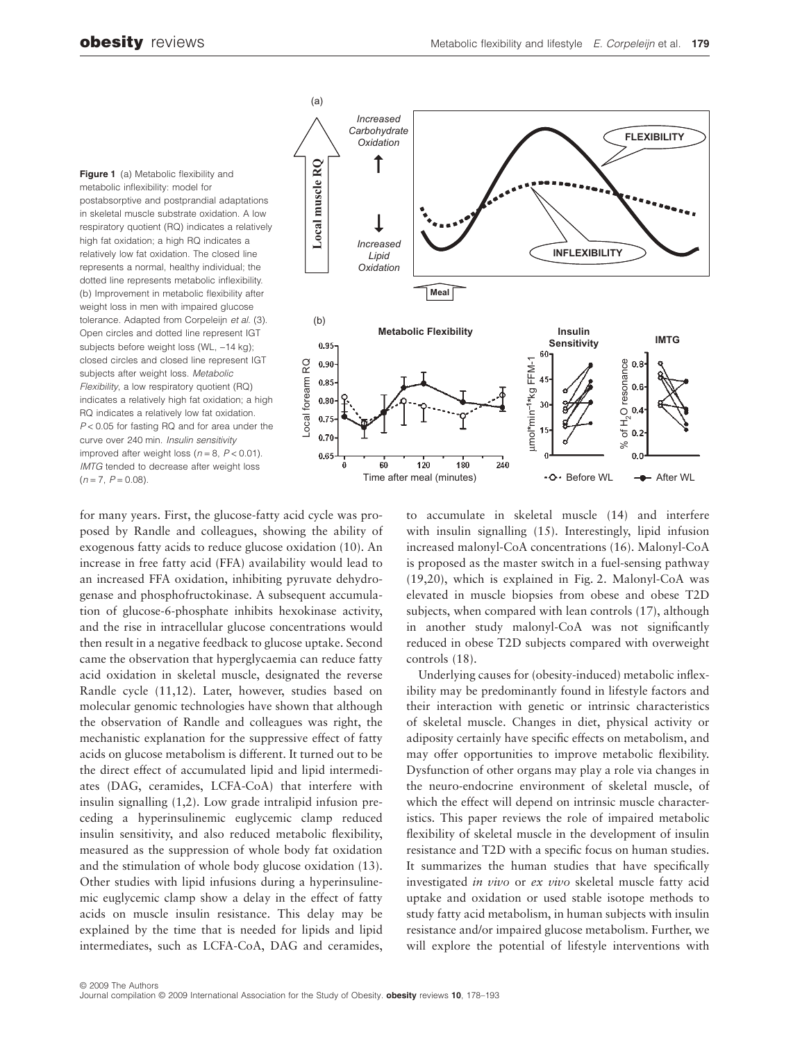**Figure 1** (a) Metabolic flexibility and metabolic inflexibility: model for postabsorptive and postprandial adaptations in skeletal muscle substrate oxidation. A low respiratory quotient (RQ) indicates a relatively high fat oxidation; a high RQ indicates a relatively low fat oxidation. The closed line represents a normal, healthy individual; the dotted line represents metabolic inflexibility. (b) Improvement in metabolic flexibility after weight loss in men with impaired glucose tolerance. Adapted from Corpeleijn *et al.* (3). Open circles and dotted line represent IGT subjects before weight loss (WL, –14 kg); closed circles and closed line represent IGT subjects after weight loss. *Metabolic Flexibility*, a low respiratory quotient (RQ) indicates a relatively high fat oxidation; a high RQ indicates a relatively low fat oxidation. $P < 0.05$ for fasting RQ and for area under the curve over 240 min. *Insulin sensitivity* improved after weight loss ($n = 8$, $P < 0.01$). *IMTG* tended to decrease after weight loss ($n = 7$, $P = 0.08$).

for many years. First, the glucose-fatty acid cycle was proposed by Randle and colleagues, showing the ability of exogenous fatty acids to reduce glucose oxidation (10). An increase in free fatty acid (FFA) availability would lead to an increased FFA oxidation, inhibiting pyruvate dehydrogenase and phosphofructokinase. A subsequent accumulation of glucose-6-phosphate inhibits hexokinase activity, and the rise in intracellular glucose concentrations would then result in a negative feedback to glucose uptake. Second came the observation that hyperglycaemia can reduce fatty acid oxidation in skeletal muscle, designated the reverse Randle cycle (11,12). Later, however, studies based on molecular genomic technologies have shown that although the observation of Randle and colleagues was right, the mechanistic explanation for the suppressive effect of fatty acids on glucose metabolism is different. It turned out to be the direct effect of accumulated lipid and lipid intermediates (DAG, ceramides, LCFA-CoA) that interfere with insulin signalling (1,2). Low grade intralipid infusion preceding a hyperinsulinemic euglycemic clamp reduced insulin sensitivity, and also reduced metabolic flexibility, measured as the suppression of whole body fat oxidation and the stimulation of whole body glucose oxidation (13). Other studies with lipid infusions during a hyperinsulinemic euglycemic clamp show a delay in the effect of fatty acids on muscle insulin resistance. This delay may be explained by the time that is needed for lipids and lipid intermediates, such as LCFA-CoA, DAG and ceramides, to accumulate in skeletal muscle (14) and interfere with insulin signalling (15). Interestingly, lipid infusion increased malonyl-CoA concentrations (16). Malonyl-CoA is proposed as the master switch in a fuel-sensing pathway (19,20), which is explained in Fig. 2. Malonyl-CoA was elevated in muscle biopsies from obese and obese T2D subjects, when compared with lean controls (17), although in another study malonyl-CoA was not significantly reduced in obese T2D subjects compared with overweight controls (18).

Underlying causes for (obesity-induced) metabolic inflexibility may be predominantly found in lifestyle factors and their interaction with genetic or intrinsic characteristics of skeletal muscle. Changes in diet, physical activity or adiposity certainly have specific effects on metabolism, and may offer opportunities to improve metabolic flexibility. Dysfunction of other organs may play a role via changes in the neuro-endocrine environment of skeletal muscle, of which the effect will depend on intrinsic muscle characteristics. This paper reviews the role of impaired metabolic flexibility of skeletal muscle in the development of insulin resistance and T2D with a specific focus on human studies. It summarizes the human studies that have specifically investigated *in vivo* or *ex vivo* skeletal muscle fatty acid uptake and oxidation or used stable isotope methods to study fatty acid metabolism, in human subjects with insulin resistance and/or impaired glucose metabolism. Further, we will explore the potential of lifestyle interventions with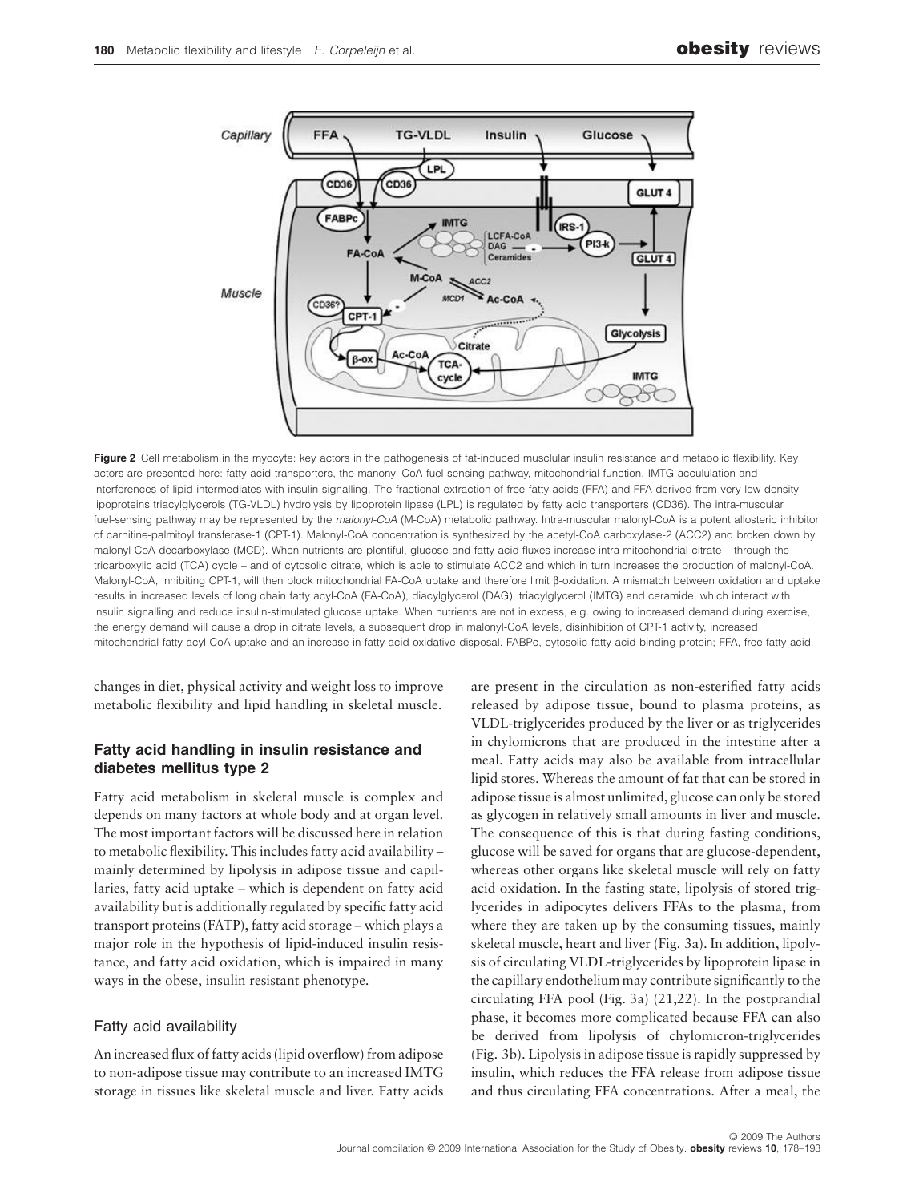Capillary

FFA

TG-VLDL

Insulin

Glucose

LPL

CD36

CD36

GLUT 4

FABPc

IMTG

IRS-1

FA-CoA

LCFA-CoA

DAG

Ceramides

PI3-k

GLUT 4

M-CoA

ACC2

MCD1

Ac-CoA

Muscle

CD36?

CPT-1

Glycolysis

Citrate

β-ox

Ac-CoA

TCA-cycle

IMTG

**Figure 2** Cell metabolism in the myocyte: key actors in the pathogenesis of fat-induced musclular insulin resistance and metabolic flexibility. Key actors are presented here: fatty acid transporters, the manonyl-CoA fuel-sensing pathway, mitochondrial function, IMTG acculuation and interferences of lipid intermediates with insulin signalling. The fractional extraction of free fatty acids (FFA) and FFA derived from very low density lipoproteins triacylglycerols (TG-VLDL) hydrolysis by lipoprotein lipase (LPL) is regulated by fatty acid transporters (CD36). The intra-muscular fuel-sensing pathway may be represented by the *malonyl-CoA* (M-CoA) metabolic pathway. Intra-muscular malonyl-CoA is a potent allosteric inhibitor of carnitine-palmitoyl transferase-1 (CPT-1). Malonyl-CoA concentration is synthesized by the acetyl-CoA carboxylase-2 (ACC2) and broken down by malonyl-CoA decarboxylase (MCD). When nutrients are plentiful, glucose and fatty acid fluxes increase intra-mitochondrial citrate – through the tricarboxylic acid (TCA) cycle – and of cytosolic citrate, which is able to stimulate ACC2 and which in turn increases the production of malonyl-CoA. Malonyl-CoA, inhibiting CPT-1, will then block mitochondrial FA-CoA uptake and therefore limit β-oxidation. A mismatch between oxidation and uptake results in increased levels of long chain fatty acyl-CoA (FA-CoA), diacylglycerol (DAG), triacylglycerol (IMTG) and ceramide, which interact with insulin signalling and reduce insulin-stimulated glucose uptake. When nutrients are not in excess, e.g. owing to increased demand during exercise, the energy demand will cause a drop in citrate levels, a subsequent drop in malonyl-CoA levels, disinhibition of CPT-1 activity, increased mitochondrial fatty acyl-CoA uptake and an increase in fatty acid oxidative disposal. FABPc, cytosolic fatty acid binding protein; FFA, free fatty acid.

changes in diet, physical activity and weight loss to improve metabolic flexibility and lipid handling in skeletal muscle.

## Fatty acid handling in insulin resistance and diabetes mellitus type 2

Fatty acid metabolism in skeletal muscle is complex and depends on many factors at whole body and at organ level. The most important factors will be discussed here in relation to metabolic flexibility. This includes fatty acid availability – mainly determined by lipolysis in adipose tissue and capillaries, fatty acid uptake – which is dependent on fatty acid availability but is additionally regulated by specific fatty acid transport proteins (FATP), fatty acid storage – which plays a major role in the hypothesis of lipid-induced insulin resistance, and fatty acid oxidation, which is impaired in many ways in the obese, insulin resistant phenotype.

### Fatty acid availability

An increased flux of fatty acids (lipid overflow) from adipose to non-adipose tissue may contribute to an increased IMTG storage in tissues like skeletal muscle and liver. Fatty acids are present in the circulation as non-esterified fatty acids released by adipose tissue, bound to plasma proteins, as VLDL-triglycerides produced by the liver or as triglycerides in chylomicrons that are produced in the intestine after a meal. Fatty acids may also be available from intracellular lipid stores. Whereas the amount of fat that can be stored in adipose tissue is almost unlimited, glucose can only be stored as glycogen in relatively small amounts in liver and muscle. The consequence of this is that during fasting conditions, glucose will be saved for organs that are glucose-dependent, whereas other organs like skeletal muscle will rely on fatty acid oxidation. In the fasting state, lipolysis of stored triglycerides in adipocytes delivers FFAs to the plasma, from where they are taken up by the consuming tissues, mainly skeletal muscle, heart and liver (Fig. 3a). In addition, lipolysis of circulating VLDL-triglycerides by lipoprotein lipase in the capillary endothelium may contribute significantly to the circulating FFA pool (Fig. 3a) (21,22). In the postprandial phase, it becomes more complicated because FFA can also be derived from lipolysis of chylomicron-triglycerides (Fig. 3b). Lipolysis in adipose tissue is rapidly suppressed by insulin, which reduces the FFA release from adipose tissue and thus circulating FFA concentrations. After a meal, the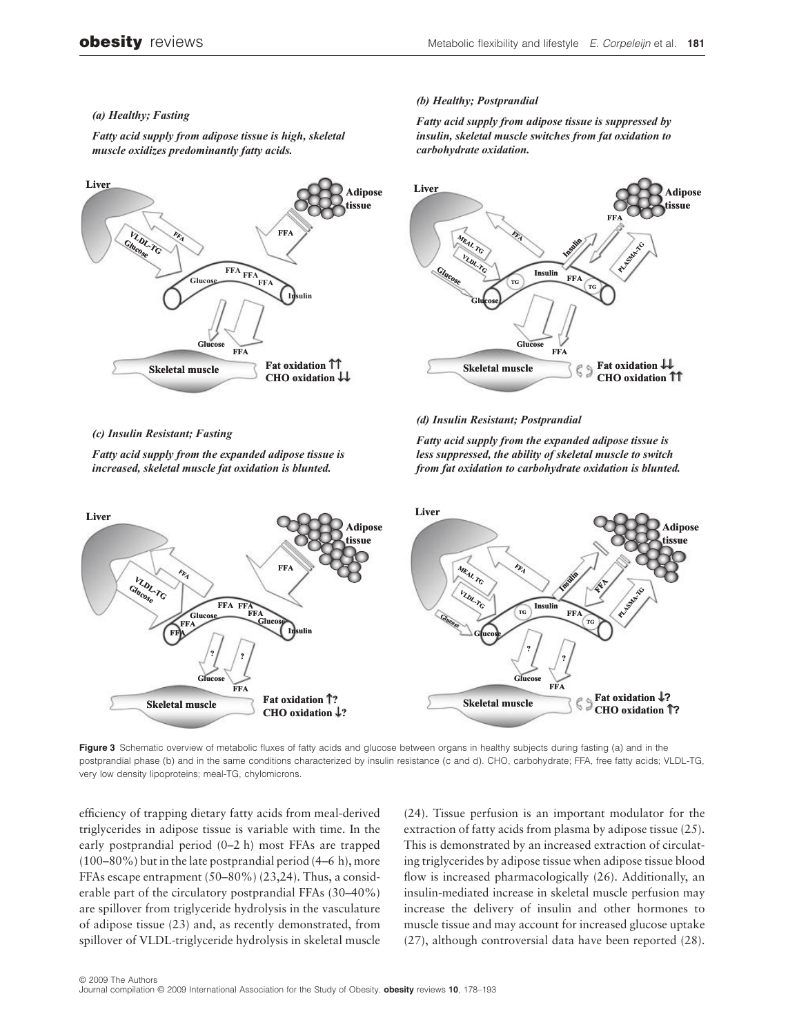*(a) Healthy; Fasting*

***Fatty acid supply from adipose tissue is high, skeletal muscle oxidizes predominantly fatty acids.***

*(b) Healthy; Postprandial*

***Fatty acid supply from adipose tissue is suppressed by insulin, skeletal muscle switches from fat oxidation to carbohydrate oxidation.***

*(c) Insulin Resistant; Fasting*

***Fatty acid supply from the expanded adipose tissue is increased, skeletal muscle fat oxidation is blunted.***

*(d) Insulin Resistant; Postprandial*

***Fatty acid supply from the expanded adipose tissue is less suppressed, the ability of skeletal muscle to switch from fat oxidation to carbohydrate oxidation is blunted.***

**Figure 3** Schematic overview of metabolic fluxes of fatty acids and glucose between organs in healthy subjects during fasting (a) and in the postprandial phase (b) and in the same conditions characterized by insulin resistance (c and d). CHO, carbohydrate; FFA, free fatty acids; VLDL-TG, very low density lipoproteins; meal-TG, chylomicrons.

efficiency of trapping dietary fatty acids from meal-derived triglycerides in adipose tissue is variable with time. In the early postprandial period (0–2 h) most FFAs are trapped (100–80%) but in the late postprandial period (4–6 h), more FFAs escape entrapment (50–80%) (23,24). Thus, a considerable part of the circulatory postprandial FFAs (30–40%) are spillover from triglyceride hydrolysis in the vasculature of adipose tissue (23) and, as recently demonstrated, from spillover of VLDL-triglyceride hydrolysis in skeletal muscle (24). Tissue perfusion is an important modulator for the extraction of fatty acids from plasma by adipose tissue (25). This is demonstrated by an increased extraction of circulating triglycerides by adipose tissue when adipose tissue blood flow is increased pharmacologically (26). Additionally, an insulin-mediated increase in skeletal muscle perfusion may increase the delivery of insulin and other hormones to muscle tissue and may account for increased glucose uptake (27), although controversial data have been reported (28).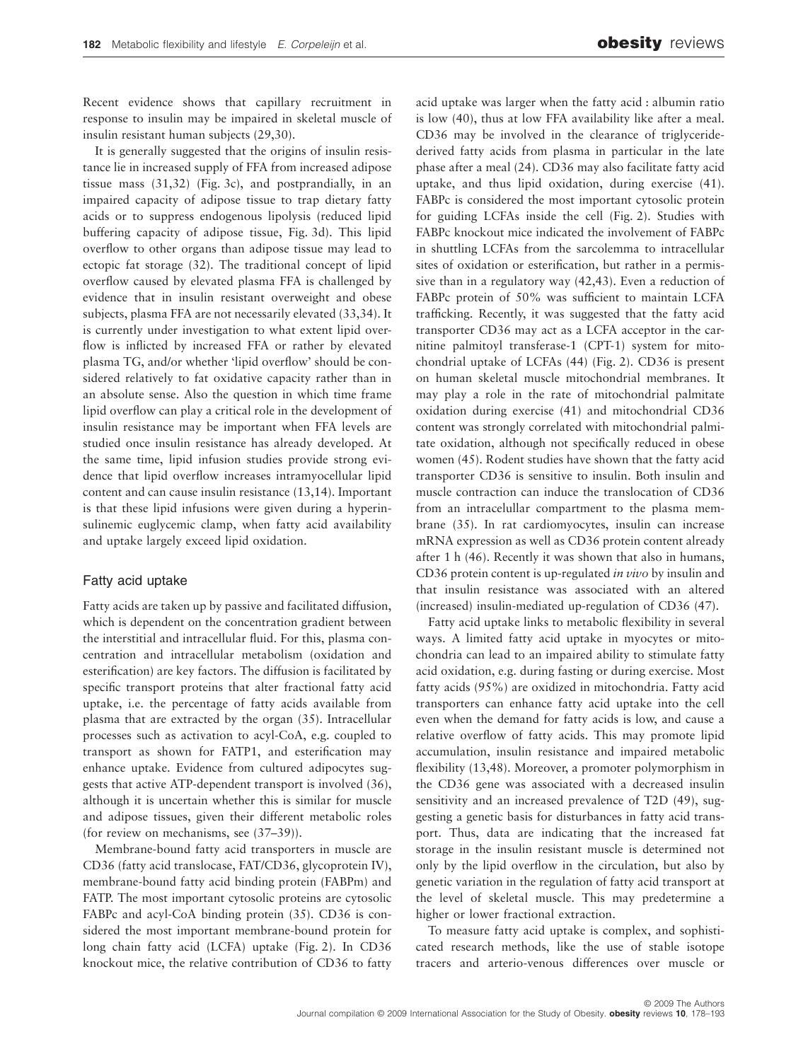Recent evidence shows that capillary recruitment in response to insulin may be impaired in skeletal muscle of insulin resistant human subjects (29,30).

It is generally suggested that the origins of insulin resistance lie in increased supply of FFA from increased adipose tissue mass (31,32) (Fig. 3c), and postprandially, in an impaired capacity of adipose tissue to trap dietary fatty acids or to suppress endogenous lipolysis (reduced lipid buffering capacity of adipose tissue, Fig. 3d). This lipid overflow to other organs than adipose tissue may lead to ectopic fat storage (32). The traditional concept of lipid overflow caused by elevated plasma FFA is challenged by evidence that in insulin resistant overweight and obese subjects, plasma FFA are not necessarily elevated (33,34). It is currently under investigation to what extent lipid overflow is inflicted by increased FFA or rather by elevated plasma TG, and/or whether 'lipid overflow' should be considered relatively to fat oxidative capacity rather than in an absolute sense. Also the question in which time frame lipid overflow can play a critical role in the development of insulin resistance may be important when FFA levels are studied once insulin resistance has already developed. At the same time, lipid infusion studies provide strong evidence that lipid overflow increases intramyocellular lipid content and can cause insulin resistance (13,14). Important is that these lipid infusions were given during a hyperinsulinemic euglycemic clamp, when fatty acid availability and uptake largely exceed lipid oxidation.

## Fatty acid uptake

Fatty acids are taken up by passive and facilitated diffusion, which is dependent on the concentration gradient between the interstitial and intracellular fluid. For this, plasma concentration and intracellular metabolism (oxidation and esterification) are key factors. The diffusion is facilitated by specific transport proteins that alter fractional fatty acid uptake, i.e. the percentage of fatty acids available from plasma that are extracted by the organ (35). Intracellular processes such as activation to acyl-CoA, e.g. coupled to transport as shown for FATP1, and esterification may enhance uptake. Evidence from cultured adipocytes suggests that active ATP-dependent transport is involved (36), although it is uncertain whether this is similar for muscle and adipose tissues, given their different metabolic roles (for review on mechanisms, see (37–39)).

Membrane-bound fatty acid transporters in muscle are CD36 (fatty acid translocase, FAT/CD36, glycoprotein IV), membrane-bound fatty acid binding protein (FABPm) and FATP. The most important cytosolic proteins are cytosolic FABPc and acyl-CoA binding protein (35). CD36 is considered the most important membrane-bound protein for long chain fatty acid (LCFA) uptake (Fig. 2). In CD36 knockout mice, the relative contribution of CD36 to fatty acid uptake was larger when the fatty acid : albumin ratio is low (40), thus at low FFA availability like after a meal. CD36 may be involved in the clearance of triglyceride-derived fatty acids from plasma in particular in the late phase after a meal (24). CD36 may also facilitate fatty acid uptake, and thus lipid oxidation, during exercise (41). FABPc is considered the most important cytosolic protein for guiding LCFAs inside the cell (Fig. 2). Studies with FABPc knockout mice indicated the involvement of FABPc in shuttling LCFAs from the sarcolemma to intracellular sites of oxidation or esterification, but rather in a permissive than in a regulatory way (42,43). Even a reduction of FABPc protein of 50% was sufficient to maintain LCFA trafficking. Recently, it was suggested that the fatty acid transporter CD36 may act as a LCFA acceptor in the carnitine palmitoyl transferase-1 (CPT-1) system for mitochondrial uptake of LCFAs (44) (Fig. 2). CD36 is present on human skeletal muscle mitochondrial membranes. It may play a role in the rate of mitochondrial palmitate oxidation during exercise (41) and mitochondrial CD36 content was strongly correlated with mitochondrial palmitate oxidation, although not specifically reduced in obese women (45). Rodent studies have shown that the fatty acid transporter CD36 is sensitive to insulin. Both insulin and muscle contraction can induce the translocation of CD36 from an intracelullar compartment to the plasma membrane (35). In rat cardiomyocytes, insulin can increase mRNA expression as well as CD36 protein content already after 1 h (46). Recently it was shown that also in humans, CD36 protein content is up-regulated *in vivo* by insulin and that insulin resistance was associated with an altered (increased) insulin-mediated up-regulation of CD36 (47).

Fatty acid uptake links to metabolic flexibility in several ways. A limited fatty acid uptake in myocytes or mitochondria can lead to an impaired ability to stimulate fatty acid oxidation, e.g. during fasting or during exercise. Most fatty acids (95%) are oxidized in mitochondria. Fatty acid transporters can enhance fatty acid uptake into the cell even when the demand for fatty acids is low, and cause a relative overflow of fatty acids. This may promote lipid accumulation, insulin resistance and impaired metabolic flexibility (13,48). Moreover, a promoter polymorphism in the CD36 gene was associated with a decreased insulin sensitivity and an increased prevalence of T2D (49), suggesting a genetic basis for disturbances in fatty acid transport. Thus, data are indicating that the increased fat storage in the insulin resistant muscle is determined not only by the lipid overflow in the circulation, but also by genetic variation in the regulation of fatty acid transport at the level of skeletal muscle. This may predetermine a higher or lower fractional extraction.

To measure fatty acid uptake is complex, and sophisticated research methods, like the use of stable isotope tracers and arterio-venous differences over muscle or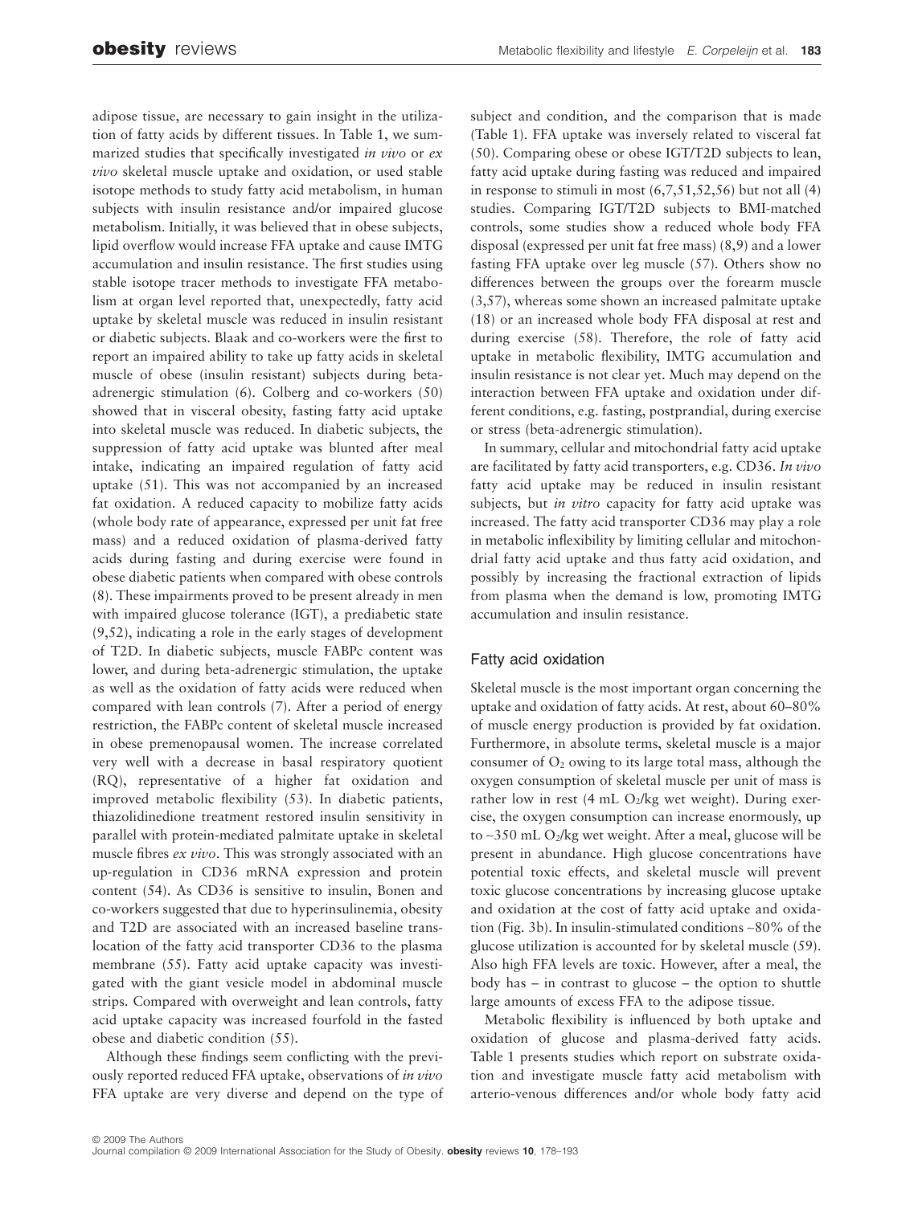adipose tissue, are necessary to gain insight in the utilization of fatty acids by different tissues. In Table 1, we summarized studies that specifically investigated *in vivo* or *ex vivo* skeletal muscle uptake and oxidation, or used stable isotope methods to study fatty acid metabolism, in human subjects with insulin resistance and/or impaired glucose metabolism. Initially, it was believed that in obese subjects, lipid overflow would increase FFA uptake and cause IMTG accumulation and insulin resistance. The first studies using stable isotope tracer methods to investigate FFA metabolism at organ level reported that, unexpectedly, fatty acid uptake by skeletal muscle was reduced in insulin resistant or diabetic subjects. Blaak and co-workers were the first to report an impaired ability to take up fatty acids in skeletal muscle of obese (insulin resistant) subjects during beta-adrenergic stimulation (6). Colberg and co-workers (50) showed that in visceral obesity, fasting fatty acid uptake into skeletal muscle was reduced. In diabetic subjects, the suppression of fatty acid uptake was blunted after meal intake, indicating an impaired regulation of fatty acid uptake (51). This was not accompanied by an increased fat oxidation. A reduced capacity to mobilize fatty acids (whole body rate of appearance, expressed per unit fat free mass) and a reduced oxidation of plasma-derived fatty acids during fasting and during exercise were found in obese diabetic patients when compared with obese controls (8). These impairments proved to be present already in men with impaired glucose tolerance (IGT), a prediabetic state (9,52), indicating a role in the early stages of development of T2D. In diabetic subjects, muscle FABPc content was lower, and during beta-adrenergic stimulation, the uptake as well as the oxidation of fatty acids were reduced when compared with lean controls (7). After a period of energy restriction, the FABPc content of skeletal muscle increased in obese premenopausal women. The increase correlated very well with a decrease in basal respiratory quotient (RQ), representative of a higher fat oxidation and improved metabolic flexibility (53). In diabetic patients, thiazolidinedione treatment restored insulin sensitivity in parallel with protein-mediated palmitate uptake in skeletal muscle fibres *ex vivo*. This was strongly associated with an up-regulation in CD36 mRNA expression and protein content (54). As CD36 is sensitive to insulin, Bonen and co-workers suggested that due to hyperinsulinemia, obesity and T2D are associated with an increased baseline translocation of the fatty acid transporter CD36 to the plasma membrane (55). Fatty acid uptake capacity was investigated with the giant vesicle model in abdominal muscle strips. Compared with overweight and lean controls, fatty acid uptake capacity was increased fourfold in the fasted obese and diabetic condition (55).

Although these findings seem conflicting with the previously reported reduced FFA uptake, observations of *in vivo* FFA uptake are very diverse and depend on the type of subject and condition, and the comparison that is made (Table 1). FFA uptake was inversely related to visceral fat (50). Comparing obese or obese IGT/T2D subjects to lean, fatty acid uptake during fasting was reduced and impaired in response to stimuli in most (6,7,51,52,56) but not all (4) studies. Comparing IGT/T2D subjects to BMI-matched controls, some studies show a reduced whole body FFA disposal (expressed per unit fat free mass) (8,9) and a lower fasting FFA uptake over leg muscle (57). Others show no differences between the groups over the forearm muscle (3,57), whereas some shown an increased palmitate uptake (18) or an increased whole body FFA disposal at rest and during exercise (58). Therefore, the role of fatty acid uptake in metabolic flexibility, IMTG accumulation and insulin resistance is not clear yet. Much may depend on the interaction between FFA uptake and oxidation under different conditions, e.g. fasting, postprandial, during exercise or stress (beta-adrenergic stimulation).

In summary, cellular and mitochondrial fatty acid uptake are facilitated by fatty acid transporters, e.g. CD36. *In vivo* fatty acid uptake may be reduced in insulin resistant subjects, but *in vitro* capacity for fatty acid uptake was increased. The fatty acid transporter CD36 may play a role in metabolic inflexibility by limiting cellular and mitochondrial fatty acid uptake and thus fatty acid oxidation, and possibly by increasing the fractional extraction of lipids from plasma when the demand is low, promoting IMTG accumulation and insulin resistance.

### Fatty acid oxidation

Skeletal muscle is the most important organ concerning the uptake and oxidation of fatty acids. At rest, about 60–80% of muscle energy production is provided by fat oxidation. Furthermore, in absolute terms, skeletal muscle is a major consumer of $O_2$ owing to its large total mass, although the oxygen consumption of skeletal muscle per unit of mass is rather low in rest (4 mL $O_2$/kg wet weight). During exercise, the oxygen consumption can increase enormously, up to ~350 mL $O_2$/kg wet weight. After a meal, glucose will be present in abundance. High glucose concentrations have potential toxic effects, and skeletal muscle will prevent toxic glucose concentrations by increasing glucose uptake and oxidation at the cost of fatty acid uptake and oxidation (Fig. 3b). In insulin-stimulated conditions ~80% of the glucose utilization is accounted for by skeletal muscle (59). Also high FFA levels are toxic. However, after a meal, the body has – in contrast to glucose – the option to shuttle large amounts of excess FFA to the adipose tissue.

Metabolic flexibility is influenced by both uptake and oxidation of glucose and plasma-derived fatty acids. Table 1 presents studies which report on substrate oxidation and investigate muscle fatty acid metabolism with arterio-venous differences and/or whole body fatty acid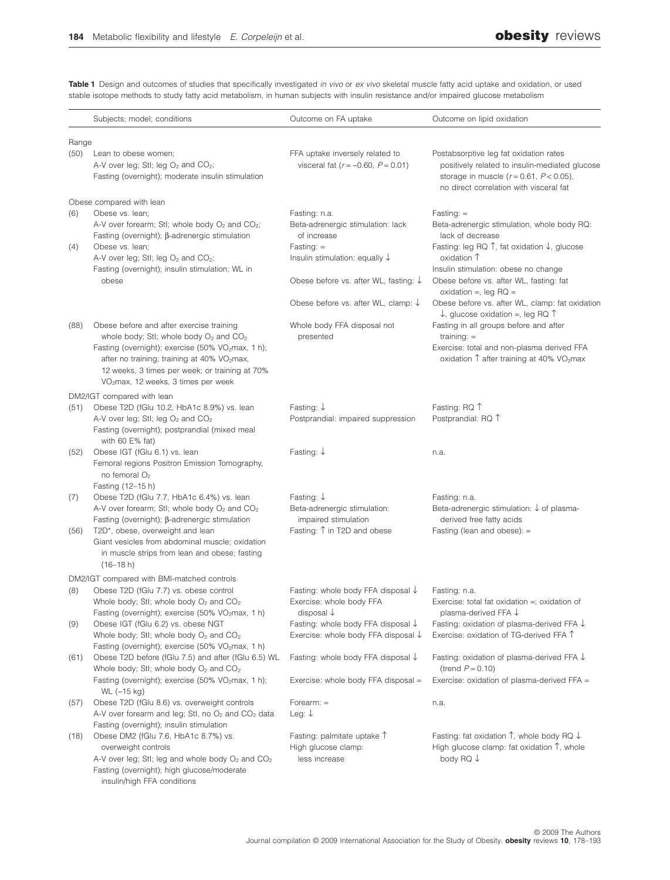**Table 1** Design and outcomes of studies that specifically investigated *in vivo* or *ex vivo* skeletal muscle fatty acid uptake and oxidation, or used stable isotope methods to study fatty acid metabolism, in human subjects with insulin resistance and/or impaired glucose metabolism

| | Subjects; model; conditions | Outcome on FA uptake | Outcome on lipid oxidation |
|---|---|---|---|
| Range | | | |
| (50) | Lean to obese women; A-V over leg; StI; leg $O_2$ and $CO_2$; Fasting (overnight); moderate insulin stimulation | FFA uptake inversely related to visceral fat ($r = -0.60$, $P = 0.01$) | Postabsorptive leg fat oxidation rates positively related to insulin-mediated glucose storage in muscle ($r = 0.61$, $P < 0.05$), no direct correlation with visceral fat |
| Obese compared with lean | | | |
| (6) | Obese vs. lean; A-V over forearm; StI; whole body $O_2$ and $CO_2$; Fasting (overnight); β-adrenergic stimulation | Fasting: n.a. Beta-adrenergic stimulation: lack of increase | Fasting: = Beta-adrenergic stimulation, whole body RQ: lack of decrease |
| (4) | Obese vs. lean; A-V over leg; StI; leg $O_2$ and $CO_2$; Fasting (overnight); insulin stimulation; WL in obese | Fasting: = Insulin stimulation: equally ↓ | Fasting: leg RQ ↑, fat oxidation ↓, glucose oxidation ↑ Insulin stimulation: obese no change |
| | | Obese before vs. after WL, fasting: ↓ | Obese before vs. after WL, fasting: fat oxidation =, leg RQ = |
| | | Obese before vs. after WL, clamp: ↓ | Obese before vs. after WL, clamp: fat oxidation ↓, glucose oxidation =, leg RQ ↑ |
| (88) | Obese before and after exercise training whole body; StI; whole body $O_2$ and $CO_2$ Fasting (overnight); exercise (50% $VO_2$max, 1 h); after no training; training at 40% $VO_2$max, 12 weeks, 3 times per week; or training at 70% $VO_2$max, 12 weeks, 3 times per week | Whole body FFA disposal not presented | Fasting in all groups before and after training: = Exercise: total and non-plasma derived FFA oxidation ↑ after training at 40% $VO_2$max |
| DM2/IGT compared with lean | | | |
| (51) | Obese T2D (fGlu 10.2, HbA1c 8.9%) vs. lean A-V over leg; StI; leg $O_2$ and $CO_2$ Fasting (overnight); postprandial (mixed meal with 60 E% fat) | Fasting: ↓ Postprandial: impaired suppression | Fasting: RQ ↑ Postprandial: RQ ↑ |
| (52) | Obese IGT (fGlu 6.1) vs. lean Femoral regions Positron Emission Tomography, no femoral $O_2$ Fasting (12–15 h) | Fasting: ↓ | n.a. |
| (7) | Obese T2D (fGlu 7.7, HbA1c 6.4%) vs. lean A-V over forearm; StI; whole body $O_2$ and $CO_2$ Fasting (overnight); β-adrenergic stimulation | Fasting: ↓ Beta-adrenergic stimulation: impaired stimulation | Fasting: n.a. Beta-adrenergic stimulation: ↓ of plasma-derived free fatty acids |
| (56) | T2D*, obese, overweight and lean Giant vesicles from abdominal muscle; oxidation in muscle strips from lean and obese; fasting (16–18 h) | Fasting: ↑ in T2D and obese | Fasting (lean and obese): = |
| DM2/IGT compared with BMI-matched controls | | | |
| (8) | Obese T2D (fGlu 7.7) vs. obese control Whole body; StI; whole body $O_2$ and $CO_2$ Fasting (overnight); exercise (50% $VO_2$max, 1 h) | Fasting: whole body FFA disposal ↓ Exercise: whole body FFA disposal ↓ | Fasting: n.a. Exercise: total fat oxidation =; oxidation of plasma-derived FFA ↓ |
| (9) | Obese IGT (fGlu 6.2) vs. obese NGT Whole body; StI; whole body $O_2$ and $CO_2$ Fasting (overnight); exercise (50% $VO_2$max, 1 h) | Fasting: whole body FFA disposal ↓ Exercise: whole body FFA disposal ↓ | Fasting: oxidation of plasma-derived FFA ↓ Exercise: oxidation of TG-derived FFA ↑ |
| (61) | Obese T2D before (fGlu 7.5) and after (fGlu 6.5) WL Whole body; StI; whole body $O_2$ and $CO_2$ Fasting (overnight); exercise (50% $VO_2$max, 1 h); WL (−15 kg) | Fasting: whole body FFA disposal ↓ Exercise: whole body FFA disposal = | Fasting: oxidation of plasma-derived FFA ↓ (trend $P = 0.10$) Exercise: oxidation of plasma-derived FFA = |
| (57) | Obese T2D (fGlu 8.6) vs. overweight controls A-V over forearm and leg; StI, no $O_2$ and $CO_2$ data Fasting (overnight); insulin stimulation | Forearm: = Leg: ↓ | n.a. |
| (18) | Obese DM2 (fGlu 7.6, HbA1c 8.7%) vs. overweight controls A-V over leg; StI; leg and whole body $O_2$ and $CO_2$ Fasting (overnight); high glucose/moderate insulin/high FFA conditions | Fasting: palmitate uptake ↑ High glucose clamp: less increase | Fasting: fat oxidation ↑, whole body RQ ↓ High glucose clamp: fat oxidation ↑, whole body RQ ↓ |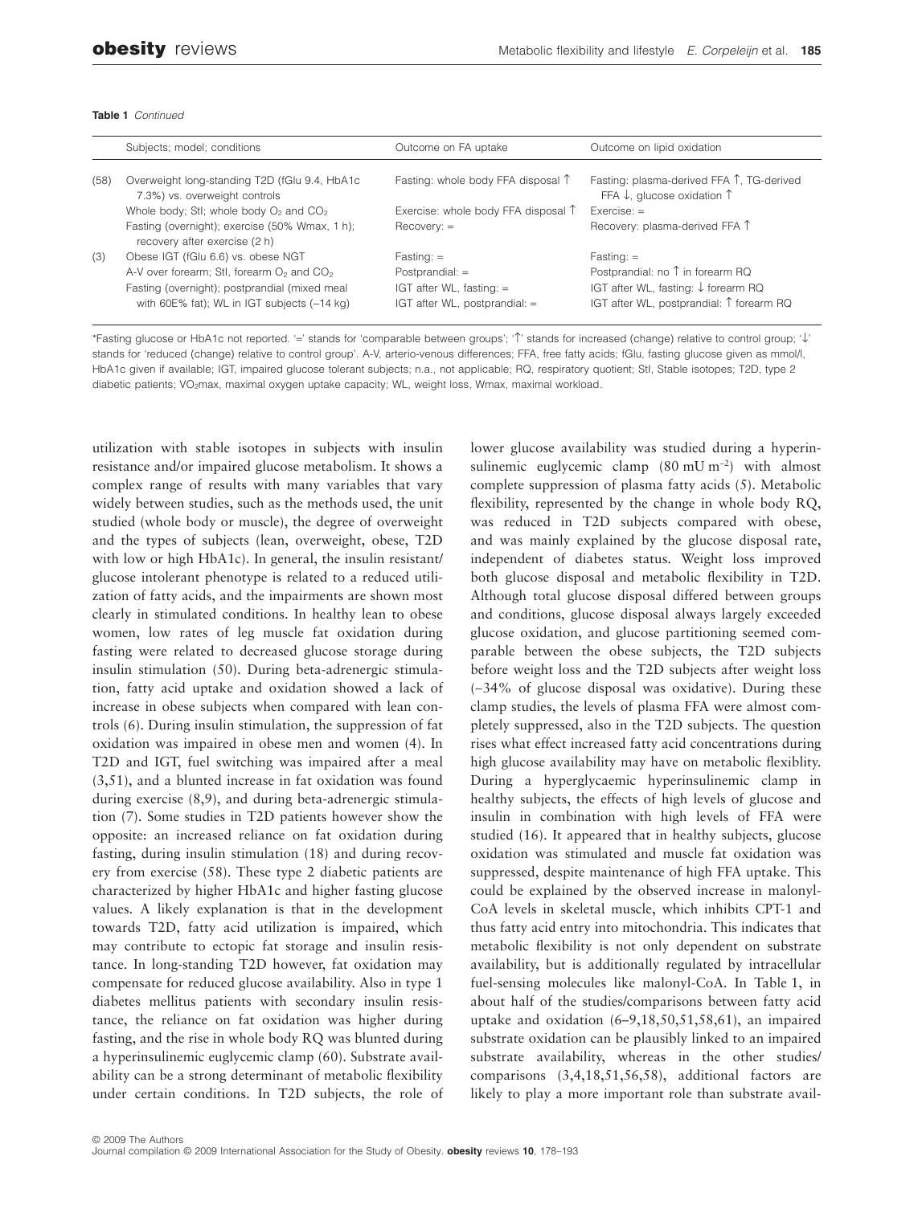**Table 1** *Continued*

| | Subjects; model; conditions | Outcome on FA uptake | Outcome on lipid oxidation |
|---|---|---|---|
| (58) | Overweight long-standing T2D (fGlu 9.4, HbA1c 7.3%) vs. overweight controls | Fasting: whole body FFA disposal ↑ | Fasting: plasma-derived FFA ↑, TG-derived FFA ↓, glucose oxidation ↑ |
| | Whole body; StI; whole body $O_2$ and $CO_2$ | Exercise: whole body FFA disposal ↑ | Exercise: = |
| | Fasting (overnight); exercise (50% Wmax, 1 h); recovery after exercise (2 h) | Recovery: = | Recovery: plasma-derived FFA ↑ |
| (3) | Obese IGT (fGlu 6.6) vs. obese NGT | Fasting: = | Fasting: = |
| | A-V over forearm; StI, forearm $O_2$ and $CO_2$ | Postprandial: = | Postprandial: no ↑ in forearm RQ |
| | Fasting (overnight); postprandial (mixed meal with 60E% fat); WL in IGT subjects (–14 kg) | IGT after WL, fasting: = | IGT after WL, fasting: ↓ forearm RQ |
| | | IGT after WL, postprandial: = | IGT after WL, postprandial: ↑ forearm RQ |

*Fasting glucose or HbA1c not reported. '=' stands for 'comparable between groups'; '↑' stands for increased (change) relative to control group; '↓' stands for 'reduced (change) relative to control group'. A-V, arterio-venous differences; FFA, free fatty acids; fGlu, fasting glucose given as mmol/l, HbA1c given if available; IGT, impaired glucose tolerant subjects; n.a., not applicable; RQ, respiratory quotient; StI, Stable isotopes; T2D, type 2 diabetic patients; $VO_2$max, maximal oxygen uptake capacity; WL, weight loss, Wmax, maximal workload.

utilization with stable isotopes in subjects with insulin resistance and/or impaired glucose metabolism. It shows a complex range of results with many variables that vary widely between studies, such as the methods used, the unit studied (whole body or muscle), the degree of overweight and the types of subjects (lean, overweight, obese, T2D with low or high HbA1c). In general, the insulin resistant/glucose intolerant phenotype is related to a reduced utilization of fatty acids, and the impairments are shown most clearly in stimulated conditions. In healthy lean to obese women, low rates of leg muscle fat oxidation during fasting were related to decreased glucose storage during insulin stimulation (50). During beta-adrenergic stimulation, fatty acid uptake and oxidation showed a lack of increase in obese subjects when compared with lean controls (6). During insulin stimulation, the suppression of fat oxidation was impaired in obese men and women (4). In T2D and IGT, fuel switching was impaired after a meal (3,51), and a blunted increase in fat oxidation was found during exercise (8,9), and during beta-adrenergic stimulation (7). Some studies in T2D patients however show the opposite: an increased reliance on fat oxidation during fasting, during insulin stimulation (18) and during recovery from exercise (58). These type 2 diabetic patients are characterized by higher HbA1c and higher fasting glucose values. A likely explanation is that in the development towards T2D, fatty acid utilization is impaired, which may contribute to ectopic fat storage and insulin resistance. In long-standing T2D however, fat oxidation may compensate for reduced glucose availability. Also in type 1 diabetes mellitus patients with secondary insulin resistance, the reliance on fat oxidation was higher during fasting, and the rise in whole body RQ was blunted during a hyperinsulinemic euglycemic clamp (60). Substrate availability can be a strong determinant of metabolic flexibility under certain conditions. In T2D subjects, the role of lower glucose availability was studied during a hyperinsulinemic euglycemic clamp (80 mU $m^{-2}$) with almost complete suppression of plasma fatty acids (5). Metabolic flexibility, represented by the change in whole body RQ, was reduced in T2D subjects compared with obese, and was mainly explained by the glucose disposal rate, independent of diabetes status. Weight loss improved both glucose disposal and metabolic flexibility in T2D. Although total glucose disposal differed between groups and conditions, glucose disposal always largely exceeded glucose oxidation, and glucose partitioning seemed comparable between the obese subjects, the T2D subjects before weight loss and the T2D subjects after weight loss (~34% of glucose disposal was oxidative). During these clamp studies, the levels of plasma FFA were almost completely suppressed, also in the T2D subjects. The question rises what effect increased fatty acid concentrations during high glucose availability may have on metabolic flexiblity. During a hyperglycaemic hyperinsulinemic clamp in healthy subjects, the effects of high levels of glucose and insulin in combination with high levels of FFA were studied (16). It appeared that in healthy subjects, glucose oxidation was stimulated and muscle fat oxidation was suppressed, despite maintenance of high FFA uptake. This could be explained by the observed increase in malonyl-CoA levels in skeletal muscle, which inhibits CPT-1 and thus fatty acid entry into mitochondria. This indicates that metabolic flexibility is not only dependent on substrate availability, but is additionally regulated by intracellular fuel-sensing molecules like malonyl-CoA. In Table 1, in about half of the studies/comparisons between fatty acid uptake and oxidation (6–9,18,50,51,58,61), an impaired substrate oxidation can be plausibly linked to an impaired substrate availability, whereas in the other studies/comparisons (3,4,18,51,56,58), additional factors are likely to play a more important role than substrate avail-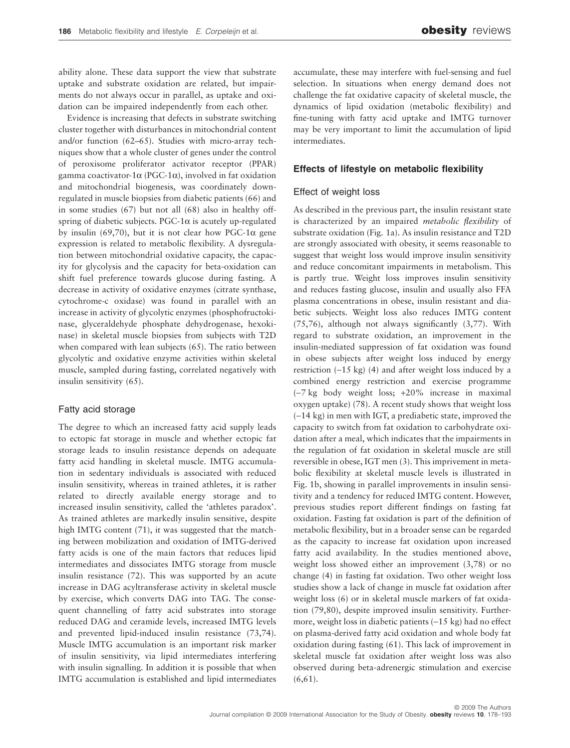ability alone. These data support the view that substrate uptake and substrate oxidation are related, but impairments do not always occur in parallel, as uptake and oxidation can be impaired independently from each other.

Evidence is increasing that defects in substrate switching cluster together with disturbances in mitochondrial content and/or function (62–65). Studies with micro-array techniques show that a whole cluster of genes under the control of peroxisome proliferator activator receptor (PPAR) gamma coactivator-1α (PGC-1α), involved in fat oxidation and mitochondrial biogenesis, was coordinately down-regulated in muscle biopsies from diabetic patients (66) and in some studies (67) but not all (68) also in healthy offspring of diabetic subjects. PGC-1α is acutely up-regulated by insulin (69,70), but it is not clear how PGC-1α gene expression is related to metabolic flexibility. A dysregulation between mitochondrial oxidative capacity, the capacity for glycolysis and the capacity for beta-oxidation can shift fuel preference towards glucose during fasting. A decrease in activity of oxidative enzymes (citrate synthase, cytochrome-c oxidase) was found in parallel with an increase in activity of glycolytic enzymes (phosphofructokinase, glyceraldehyde phosphate dehydrogenase, hexokinase) in skeletal muscle biopsies from subjects with T2D when compared with lean subjects (65). The ratio between glycolytic and oxidative enzyme activities within skeletal muscle, sampled during fasting, correlated negatively with insulin sensitivity (65).

### Fatty acid storage

The degree to which an increased fatty acid supply leads to ectopic fat storage in muscle and whether ectopic fat storage leads to insulin resistance depends on adequate fatty acid handling in skeletal muscle. IMTG accumulation in sedentary individuals is associated with reduced insulin sensitivity, whereas in trained athletes, it is rather related to directly available energy storage and to increased insulin sensitivity, called the 'athletes paradox'. As trained athletes are markedly insulin sensitive, despite high IMTG content (71), it was suggested that the matching between mobilization and oxidation of IMTG-derived fatty acids is one of the main factors that reduces lipid intermediates and dissociates IMTG storage from muscle insulin resistance (72). This was supported by an acute increase in DAG acyltransferase activity in skeletal muscle by exercise, which converts DAG into TAG. The consequent channelling of fatty acid substrates into storage reduced DAG and ceramide levels, increased IMTG levels and prevented lipid-induced insulin resistance (73,74). Muscle IMTG accumulation is an important risk marker of insulin sensitivity, via lipid intermediates interfering with insulin signalling. In addition it is possible that when IMTG accumulation is established and lipid intermediates accumulate, these may interfere with fuel-sensing and fuel selection. In situations when energy demand does not challenge the fat oxidative capacity of skeletal muscle, the dynamics of lipid oxidation (metabolic flexibility) and fine-tuning with fatty acid uptake and IMTG turnover may be very important to limit the accumulation of lipid intermediates.

## Effects of lifestyle on metabolic flexibility

### Effect of weight loss

As described in the previous part, the insulin resistant state is characterized by an impaired *metabolic flexibility* of substrate oxidation (Fig. 1a). As insulin resistance and T2D are strongly associated with obesity, it seems reasonable to suggest that weight loss would improve insulin sensitivity and reduce concomitant impairments in metabolism. This is partly true. Weight loss improves insulin sensitivity and reduces fasting glucose, insulin and usually also FFA plasma concentrations in obese, insulin resistant and diabetic subjects. Weight loss also reduces IMTG content (75,76), although not always significantly (3,77). With regard to substrate oxidation, an improvement in the insulin-mediated suppression of fat oxidation was found in obese subjects after weight loss induced by energy restriction (–15 kg) (4) and after weight loss induced by a combined energy restriction and exercise programme (–7 kg body weight loss; +20% increase in maximal oxygen uptake) (78). A recent study shows that weight loss (–14 kg) in men with IGT, a prediabetic state, improved the capacity to switch from fat oxidation to carbohydrate oxidation after a meal, which indicates that the impairments in the regulation of fat oxidation in skeletal muscle are still reversible in obese, IGT men (3). This imprivement in metabolic flexibility at skeletal muscle levels is illustrated in Fig. 1b, showing in parallel improvements in insulin sensitivity and a tendency for reduced IMTG content. However, previous studies report different findings on fasting fat oxidation. Fasting fat oxidation is part of the definition of metabolic flexibility, but in a broader sense can be regarded as the capacity to increase fat oxidation upon increased fatty acid availability. In the studies mentioned above, weight loss showed either an improvement (3,78) or no change (4) in fasting fat oxidation. Two other weight loss studies show a lack of change in muscle fat oxidation after weight loss (6) or in skeletal muscle markers of fat oxidation (79,80), despite improved insulin sensitivity. Furthermore, weight loss in diabetic patients (–15 kg) had no effect on plasma-derived fatty acid oxidation and whole body fat oxidation during fasting (61). This lack of improvement in skeletal muscle fat oxidation after weight loss was also observed during beta-adrenergic stimulation and exercise (6,61).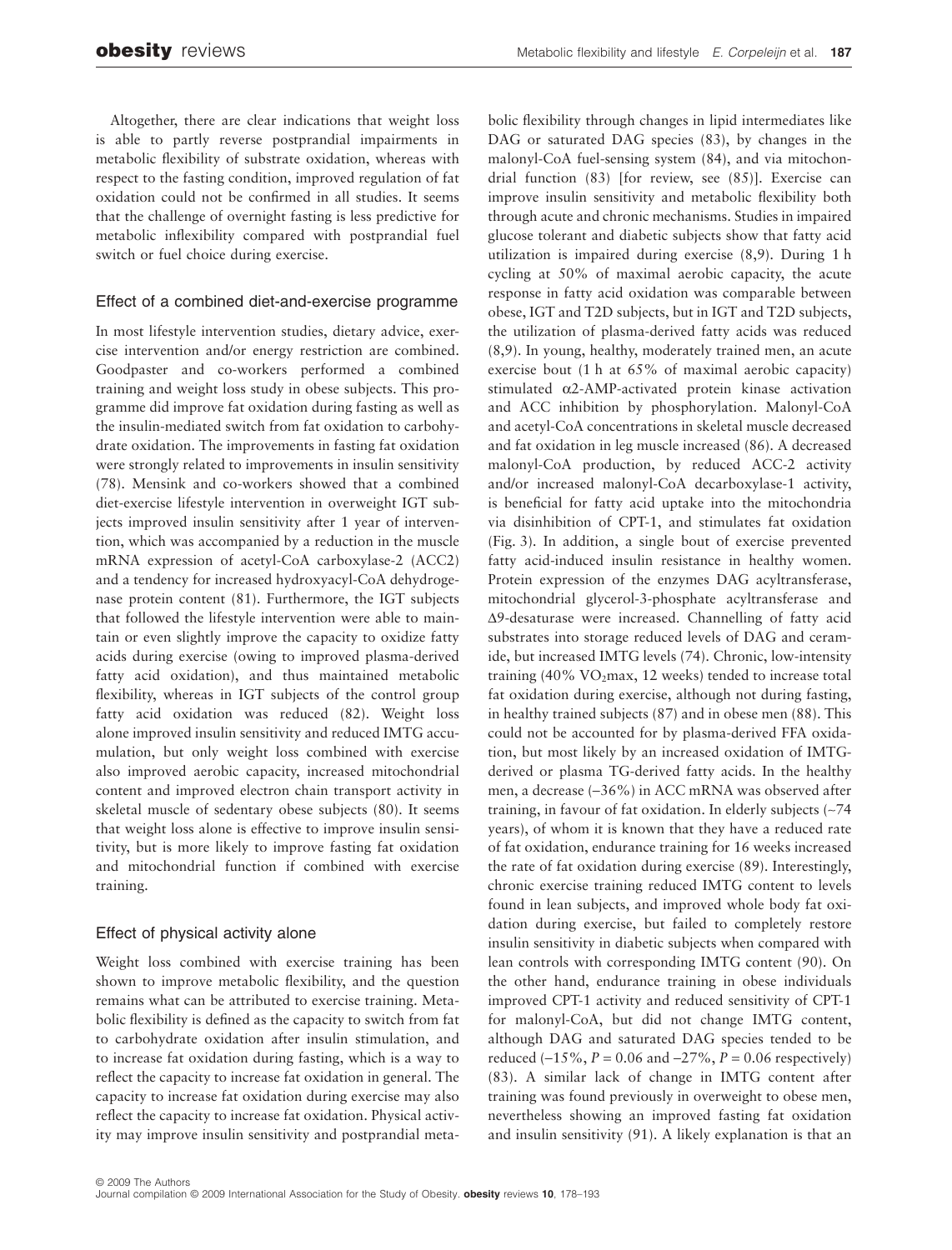Altogether, there are clear indications that weight loss is able to partly reverse postprandial impairments in metabolic flexibility of substrate oxidation, whereas with respect to the fasting condition, improved regulation of fat oxidation could not be confirmed in all studies. It seems that the challenge of overnight fasting is less predictive for metabolic inflexibility compared with postprandial fuel switch or fuel choice during exercise.

## Effect of a combined diet-and-exercise programme

In most lifestyle intervention studies, dietary advice, exercise intervention and/or energy restriction are combined. Goodpaster and co-workers performed a combined training and weight loss study in obese subjects. This programme did improve fat oxidation during fasting as well as the insulin-mediated switch from fat oxidation to carbohydrate oxidation. The improvements in fasting fat oxidation were strongly related to improvements in insulin sensitivity (78). Mensink and co-workers showed that a combined diet-exercise lifestyle intervention in overweight IGT subjects improved insulin sensitivity after 1 year of intervention, which was accompanied by a reduction in the muscle mRNA expression of acetyl-CoA carboxylase-2 (ACC2) and a tendency for increased hydroxyacyl-CoA dehydrogenase protein content (81). Furthermore, the IGT subjects that followed the lifestyle intervention were able to maintain or even slightly improve the capacity to oxidize fatty acids during exercise (owing to improved plasma-derived fatty acid oxidation), and thus maintained metabolic flexibility, whereas in IGT subjects of the control group fatty acid oxidation was reduced (82). Weight loss alone improved insulin sensitivity and reduced IMTG accumulation, but only weight loss combined with exercise also improved aerobic capacity, increased mitochondrial content and improved electron chain transport activity in skeletal muscle of sedentary obese subjects (80). It seems that weight loss alone is effective to improve insulin sensitivity, but is more likely to improve fasting fat oxidation and mitochondrial function if combined with exercise training.

## Effect of physical activity alone

Weight loss combined with exercise training has been shown to improve metabolic flexibility, and the question remains what can be attributed to exercise training. Metabolic flexibility is defined as the capacity to switch from fat to carbohydrate oxidation after insulin stimulation, and to increase fat oxidation during fasting, which is a way to reflect the capacity to increase fat oxidation in general. The capacity to increase fat oxidation during exercise may also reflect the capacity to increase fat oxidation. Physical activity may improve insulin sensitivity and postprandial metabolic flexibility through changes in lipid intermediates like DAG or saturated DAG species (83), by changes in the malonyl-CoA fuel-sensing system (84), and via mitochondrial function (83) [for review, see (85)]. Exercise can improve insulin sensitivity and metabolic flexibility both through acute and chronic mechanisms. Studies in impaired glucose tolerant and diabetic subjects show that fatty acid utilization is impaired during exercise (8,9). During 1 h cycling at 50% of maximal aerobic capacity, the acute response in fatty acid oxidation was comparable between obese, IGT and T2D subjects, but in IGT and T2D subjects, the utilization of plasma-derived fatty acids was reduced (8,9). In young, healthy, moderately trained men, an acute exercise bout (1 h at 65% of maximal aerobic capacity) stimulated $\alpha$2-AMP-activated protein kinase activation and ACC inhibition by phosphorylation. Malonyl-CoA and acetyl-CoA concentrations in skeletal muscle decreased and fat oxidation in leg muscle increased (86). A decreased malonyl-CoA production, by reduced ACC-2 activity and/or increased malonyl-CoA decarboxylase-1 activity, is beneficial for fatty acid uptake into the mitochondria via disinhibition of CPT-1, and stimulates fat oxidation (Fig. 3). In addition, a single bout of exercise prevented fatty acid-induced insulin resistance in healthy women. Protein expression of the enzymes DAG acyltransferase, mitochondrial glycerol-3-phosphate acyltransferase and $\Delta$9-desaturase were increased. Channelling of fatty acid substrates into storage reduced levels of DAG and ceramide, but increased IMTG levels (74). Chronic, low-intensity training (40% $VO_2$max, 12 weeks) tended to increase total fat oxidation during exercise, although not during fasting, in healthy trained subjects (87) and in obese men (88). This could not be accounted for by plasma-derived FFA oxidation, but most likely by an increased oxidation of IMTG-derived or plasma TG-derived fatty acids. In the healthy men, a decrease (−36%) in ACC mRNA was observed after training, in favour of fat oxidation. In elderly subjects (~74 years), of whom it is known that they have a reduced rate of fat oxidation, endurance training for 16 weeks increased the rate of fat oxidation during exercise (89). Interestingly, chronic exercise training reduced IMTG content to levels found in lean subjects, and improved whole body fat oxidation during exercise, but failed to completely restore insulin sensitivity in diabetic subjects when compared with lean controls with corresponding IMTG content (90). On the other hand, endurance training in obese individuals improved CPT-1 activity and reduced sensitivity of CPT-1 for malonyl-CoA, but did not change IMTG content, although DAG and saturated DAG species tended to be reduced (−15%, $P = 0.06$ and −27%, $P = 0.06$ respectively) (83). A similar lack of change in IMTG content after training was found previously in overweight to obese men, nevertheless showing an improved fasting fat oxidation and insulin sensitivity (91). A likely explanation is that an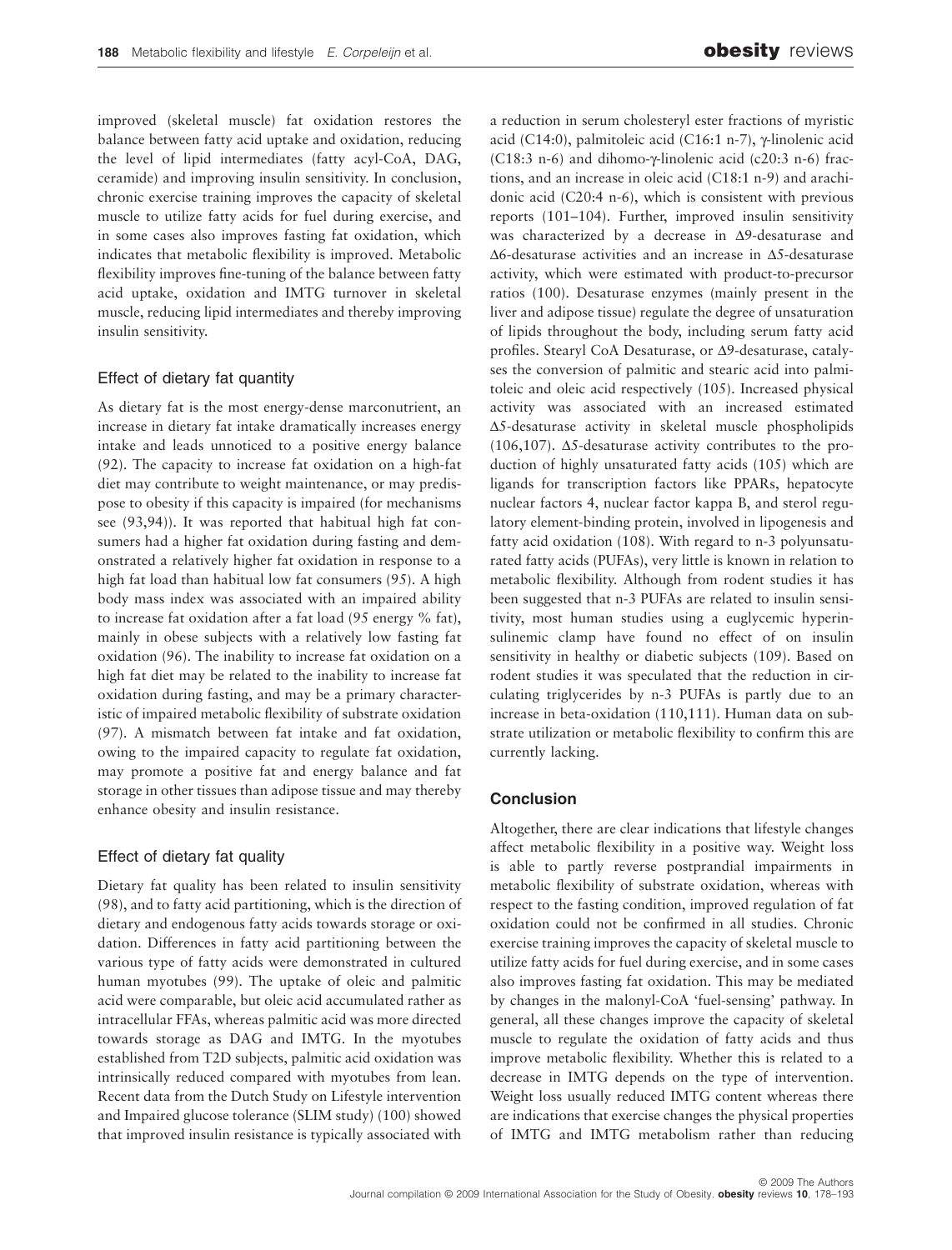improved (skeletal muscle) fat oxidation restores the balance between fatty acid uptake and oxidation, reducing the level of lipid intermediates (fatty acyl-CoA, DAG, ceramide) and improving insulin sensitivity. In conclusion, chronic exercise training improves the capacity of skeletal muscle to utilize fatty acids for fuel during exercise, and in some cases also improves fasting fat oxidation, which indicates that metabolic flexibility is improved. Metabolic flexibility improves fine-tuning of the balance between fatty acid uptake, oxidation and IMTG turnover in skeletal muscle, reducing lipid intermediates and thereby improving insulin sensitivity.

### Effect of dietary fat quantity

As dietary fat is the most energy-dense marconutrient, an increase in dietary fat intake dramatically increases energy intake and leads unnoticed to a positive energy balance (92). The capacity to increase fat oxidation on a high-fat diet may contribute to weight maintenance, or may predispose to obesity if this capacity is impaired (for mechanisms see (93,94)). It was reported that habitual high fat consumers had a higher fat oxidation during fasting and demonstrated a relatively higher fat oxidation in response to a high fat load than habitual low fat consumers (95). A high body mass index was associated with an impaired ability to increase fat oxidation after a fat load (95 energy % fat), mainly in obese subjects with a relatively low fasting fat oxidation (96). The inability to increase fat oxidation on a high fat diet may be related to the inability to increase fat oxidation during fasting, and may be a primary characteristic of impaired metabolic flexibility of substrate oxidation (97). A mismatch between fat intake and fat oxidation, owing to the impaired capacity to regulate fat oxidation, may promote a positive fat and energy balance and fat storage in other tissues than adipose tissue and may thereby enhance obesity and insulin resistance.

### Effect of dietary fat quality

Dietary fat quality has been related to insulin sensitivity (98), and to fatty acid partitioning, which is the direction of dietary and endogenous fatty acids towards storage or oxidation. Differences in fatty acid partitioning between the various type of fatty acids were demonstrated in cultured human myotubes (99). The uptake of oleic and palmitic acid were comparable, but oleic acid accumulated rather as intracellular FFAs, whereas palmitic acid was more directed towards storage as DAG and IMTG. In the myotubes established from T2D subjects, palmitic acid oxidation was intrinsically reduced compared with myotubes from lean. Recent data from the Dutch Study on Lifestyle intervention and Impaired glucose tolerance (SLIM study) (100) showed that improved insulin resistance is typically associated with a reduction in serum cholesteryl ester fractions of myristic acid (C14:0), palmitoleic acid (C16:1 n-7), γ-linolenic acid (C18:3 n-6) and dihomo-γ-linolenic acid (c20:3 n-6) fractions, and an increase in oleic acid (C18:1 n-9) and arachidonic acid (C20:4 n-6), which is consistent with previous reports (101–104). Further, improved insulin sensitivity was characterized by a decrease in Δ9-desaturase and Δ6-desaturase activities and an increase in Δ5-desaturase activity, which were estimated with product-to-precursor ratios (100). Desaturase enzymes (mainly present in the liver and adipose tissue) regulate the degree of unsaturation of lipids throughout the body, including serum fatty acid profiles. Stearyl CoA Desaturase, or Δ9-desaturase, catalyses the conversion of palmitic and stearic acid into palmitoleic and oleic acid respectively (105). Increased physical activity was associated with an increased estimated Δ5-desaturase activity in skeletal muscle phospholipids (106,107). Δ5-desaturase activity contributes to the production of highly unsaturated fatty acids (105) which are ligands for transcription factors like PPARs, hepatocyte nuclear factors 4, nuclear factor kappa B, and sterol regulatory element-binding protein, involved in lipogenesis and fatty acid oxidation (108). With regard to n-3 polyunsaturated fatty acids (PUFAs), very little is known in relation to metabolic flexibility. Although from rodent studies it has been suggested that n-3 PUFAs are related to insulin sensitivity, most human studies using a euglycemic hyperinsulinemic clamp have found no effect of on insulin sensitivity in healthy or diabetic subjects (109). Based on rodent studies it was speculated that the reduction in circulating triglycerides by n-3 PUFAs is partly due to an increase in beta-oxidation (110,111). Human data on substrate utilization or metabolic flexibility to confirm this are currently lacking.

## Conclusion

Altogether, there are clear indications that lifestyle changes affect metabolic flexibility in a positive way. Weight loss is able to partly reverse postprandial impairments in metabolic flexibility of substrate oxidation, whereas with respect to the fasting condition, improved regulation of fat oxidation could not be confirmed in all studies. Chronic exercise training improves the capacity of skeletal muscle to utilize fatty acids for fuel during exercise, and in some cases also improves fasting fat oxidation. This may be mediated by changes in the malonyl-CoA 'fuel-sensing' pathway. In general, all these changes improve the capacity of skeletal muscle to regulate the oxidation of fatty acids and thus improve metabolic flexibility. Whether this is related to a decrease in IMTG depends on the type of intervention. Weight loss usually reduced IMTG content whereas there are indications that exercise changes the physical properties of IMTG and IMTG metabolism rather than reducing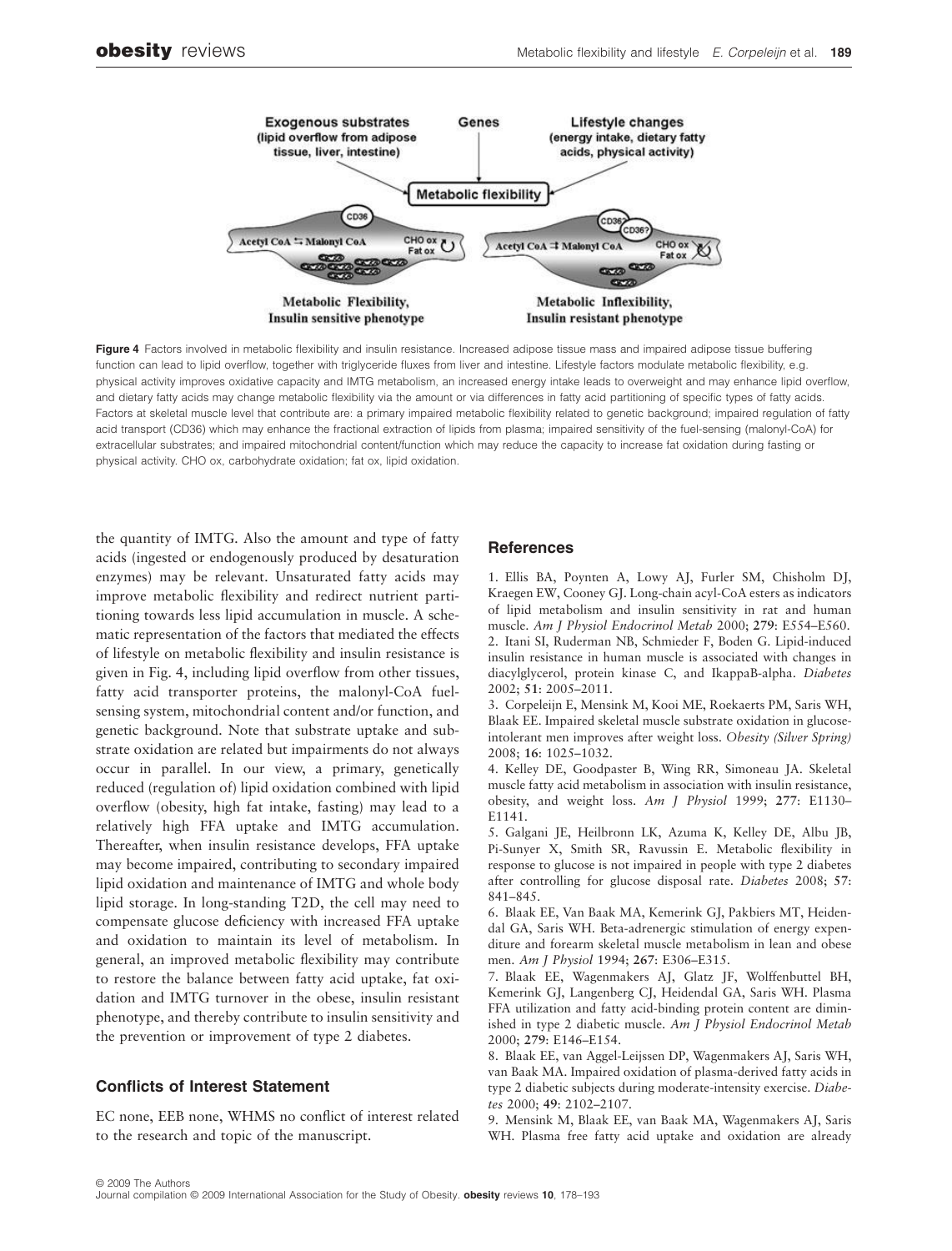**Figure 4** Factors involved in metabolic flexibility and insulin resistance. Increased adipose tissue mass and impaired adipose tissue buffering function can lead to lipid overflow, together with triglyceride fluxes from liver and intestine. Lifestyle factors modulate metabolic flexibility, e.g. physical activity improves oxidative capacity and IMTG metabolism, an increased energy intake leads to overweight and may enhance lipid overflow, and dietary fatty acids may change metabolic flexibility via the amount or via differences in fatty acid partitioning of specific types of fatty acids. Factors at skeletal muscle level that contribute are: a primary impaired metabolic flexibility related to genetic background; impaired regulation of fatty acid transport (CD36) which may enhance the fractional extraction of lipids from plasma; impaired sensitivity of the fuel-sensing (malonyl-CoA) for extracellular substrates; and impaired mitochondrial content/function which may reduce the capacity to increase fat oxidation during fasting or physical activity. CHO ox, carbohydrate oxidation; fat ox, lipid oxidation.

the quantity of IMTG. Also the amount and type of fatty acids (ingested or endogenously produced by desaturation enzymes) may be relevant. Unsaturated fatty acids may improve metabolic flexibility and redirect nutrient partitioning towards less lipid accumulation in muscle. A schematic representation of the factors that mediated the effects of lifestyle on metabolic flexibility and insulin resistance is given in Fig. 4, including lipid overflow from other tissues, fatty acid transporter proteins, the malonyl-CoA fuel-sensing system, mitochondrial content and/or function, and genetic background. Note that substrate uptake and substrate oxidation are related but impairments do not always occur in parallel. In our view, a primary, genetically reduced (regulation of) lipid oxidation combined with lipid overflow (obesity, high fat intake, fasting) may lead to a relatively high FFA uptake and IMTG accumulation. Thereafter, when insulin resistance develops, FFA uptake may become impaired, contributing to secondary impaired lipid oxidation and maintenance of IMTG and whole body lipid storage. In long-standing T2D, the cell may need to compensate glucose deficiency with increased FFA uptake and oxidation to maintain its level of metabolism. In general, an improved metabolic flexibility may contribute to restore the balance between fatty acid uptake, fat oxidation and IMTG turnover in the obese, insulin resistant phenotype, and thereby contribute to insulin sensitivity and the prevention or improvement of type 2 diabetes.

## Conflicts of Interest Statement

EC none, EEB none, WHMS no conflict of interest related to the research and topic of the manuscript.

## References

1. Ellis BA, Poynten A, Lowy AJ, Furler SM, Chisholm DJ, Kraegen EW, Cooney GJ. Long-chain acyl-CoA esters as indicators of lipid metabolism and insulin sensitivity in rat and human muscle. *Am J Physiol Endocrinol Metab* 2000; **279**: E554–E560.
2. Itani SI, Ruderman NB, Schmieder F, Boden G. Lipid-induced insulin resistance in human muscle is associated with changes in diacylglycerol, protein kinase C, and IkappaB-alpha. *Diabetes* 2002; **51**: 2005–2011.
3. Corpeleijn E, Mensink M, Kooi ME, Roekaerts PM, Saris WH, Blaak EE. Impaired skeletal muscle substrate oxidation in glucose-intolerant men improves after weight loss. *Obesity (Silver Spring)* 2008; **16**: 1025–1032.
4. Kelley DE, Goodpaster B, Wing RR, Simoneau JA. Skeletal muscle fatty acid metabolism in association with insulin resistance, obesity, and weight loss. *Am J Physiol* 1999; **277**: E1130–E1141.
5. Galgani JE, Heilbronn LK, Azuma K, Kelley DE, Albu JB, Pi-Sunyer X, Smith SR, Ravussin E. Metabolic flexibility in response to glucose is not impaired in people with type 2 diabetes after controlling for glucose disposal rate. *Diabetes* 2008; **57**: 841–845.
6. Blaak EE, Van Baak MA, Kemerink GJ, Pakbiers MT, Heidendal GA, Saris WH. Beta-adrenergic stimulation of energy expenditure and forearm skeletal muscle metabolism in lean and obese men. *Am J Physiol* 1994; **267**: E306–E315.
7. Blaak EE, Wagenmakers AJ, Glatz JF, Wolffenbuttel BH, Kemerink GJ, Langenberg CJ, Heidendal GA, Saris WH. Plasma FFA utilization and fatty acid-binding protein content are diminished in type 2 diabetic muscle. *Am J Physiol Endocrinol Metab* 2000; **279**: E146–E154.
8. Blaak EE, van Aggel-Leijssen DP, Wagenmakers AJ, Saris WH, van Baak MA. Impaired oxidation of plasma-derived fatty acids in type 2 diabetic subjects during moderate-intensity exercise. *Diabetes* 2000; **49**: 2102–2107.
9. Mensink M, Blaak EE, van Baak MA, Wagenmakers AJ, Saris WH. Plasma free fatty acid uptake and oxidation are already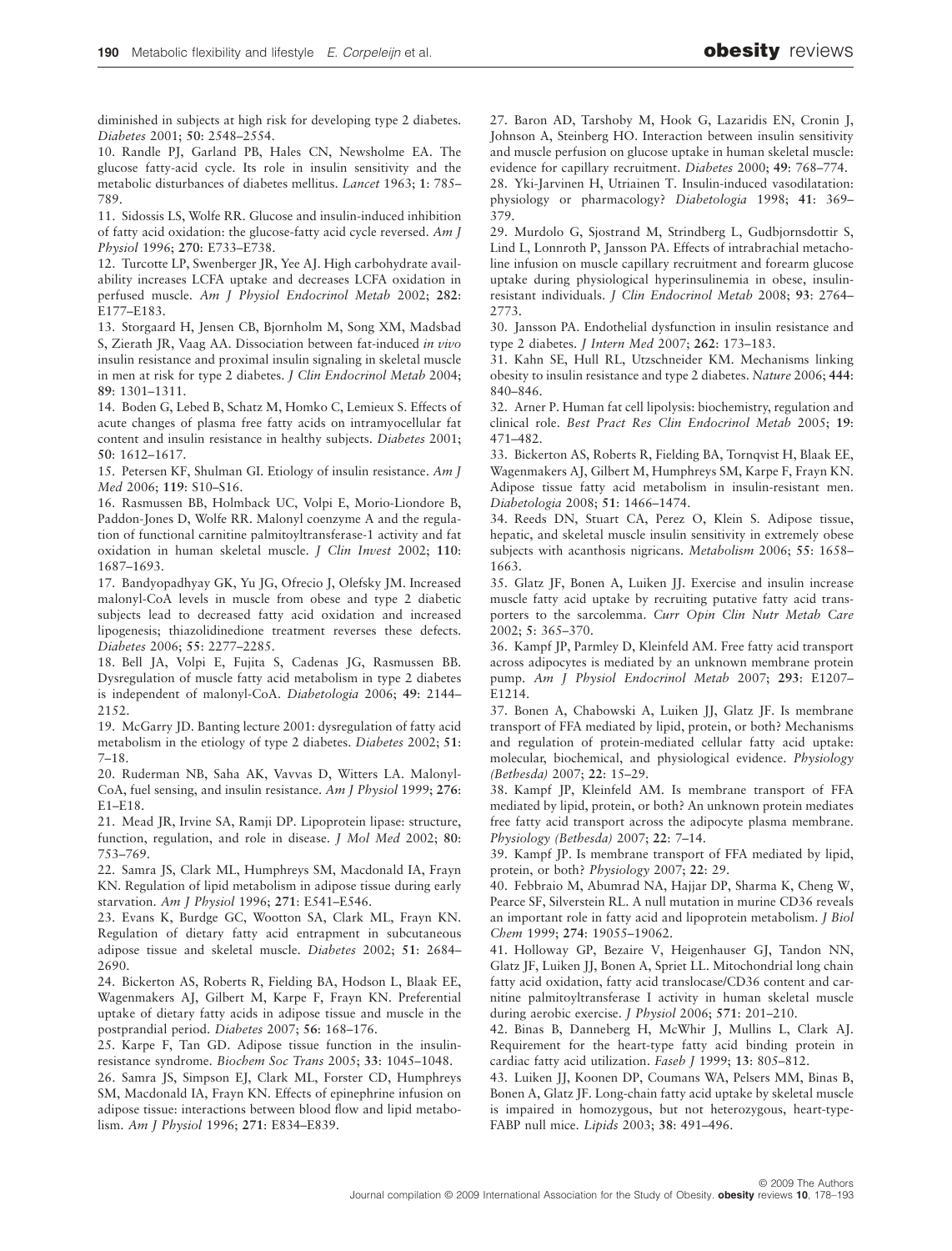diminished in subjects at high risk for developing type 2 diabetes. *Diabetes* 2001; **50**: 2548–2554.

10. Randle PJ, Garland PB, Hales CN, Newsholme EA. The glucose fatty-acid cycle. Its role in insulin sensitivity and the metabolic disturbances of diabetes mellitus. *Lancet* 1963; **1**: 785–789.

11. Sidossis LS, Wolfe RR. Glucose and insulin-induced inhibition of fatty acid oxidation: the glucose-fatty acid cycle reversed. *Am J Physiol* 1996; **270**: E733–E738.

12. Turcotte LP, Swenberger JR, Yee AJ. High carbohydrate availability increases LCFA uptake and decreases LCFA oxidation in perfused muscle. *Am J Physiol Endocrinol Metab* 2002; **282**: E177–E183.

13. Storgaard H, Jensen CB, Bjornholm M, Song XM, Madsbad S, Zierath JR, Vaag AA. Dissociation between fat-induced *in vivo* insulin resistance and proximal insulin signaling in skeletal muscle in men at risk for type 2 diabetes. *J Clin Endocrinol Metab* 2004; **89**: 1301–1311.

14. Boden G, Lebed B, Schatz M, Homko C, Lemieux S. Effects of acute changes of plasma free fatty acids on intramyocellular fat content and insulin resistance in healthy subjects. *Diabetes* 2001; **50**: 1612–1617.

15. Petersen KF, Shulman GI. Etiology of insulin resistance. *Am J Med* 2006; **119**: S10–S16.

16. Rasmussen BB, Holmback UC, Volpi E, Morio-Liondore B, Paddon-Jones D, Wolfe RR. Malonyl coenzyme A and the regulation of functional carnitine palmitoyltransferase-1 activity and fat oxidation in human skeletal muscle. *J Clin Invest* 2002; **110**: 1687–1693.

17. Bandyopadhyay GK, Yu JG, Ofrecio J, Olefsky JM. Increased malonyl-CoA levels in muscle from obese and type 2 diabetic subjects lead to decreased fatty acid oxidation and increased lipogenesis; thiazolidinedione treatment reverses these defects. *Diabetes* 2006; **55**: 2277–2285.

18. Bell JA, Volpi E, Fujita S, Cadenas JG, Rasmussen BB. Dysregulation of muscle fatty acid metabolism in type 2 diabetes is independent of malonyl-CoA. *Diabetologia* 2006; **49**: 2144–2152.

19. McGarry JD. Banting lecture 2001: dysregulation of fatty acid metabolism in the etiology of type 2 diabetes. *Diabetes* 2002; **51**: 7–18.

20. Ruderman NB, Saha AK, Vavvas D, Witters LA. Malonyl-CoA, fuel sensing, and insulin resistance. *Am J Physiol* 1999; **276**: E1–E18.

21. Mead JR, Irvine SA, Ramji DP. Lipoprotein lipase: structure, function, regulation, and role in disease. *J Mol Med* 2002; **80**: 753–769.

22. Samra JS, Clark ML, Humphreys SM, Macdonald IA, Frayn KN. Regulation of lipid metabolism in adipose tissue during early starvation. *Am J Physiol* 1996; **271**: E541–E546.

23. Evans K, Burdge GC, Wootton SA, Clark ML, Frayn KN. Regulation of dietary fatty acid entrapment in subcutaneous adipose tissue and skeletal muscle. *Diabetes* 2002; **51**: 2684–2690.

24. Bickerton AS, Roberts R, Fielding BA, Hodson L, Blaak EE, Wagenmakers AJ, Gilbert M, Karpe F, Frayn KN. Preferential uptake of dietary fatty acids in adipose tissue and muscle in the postprandial period. *Diabetes* 2007; **56**: 168–176.

25. Karpe F, Tan GD. Adipose tissue function in the insulin-resistance syndrome. *Biochem Soc Trans* 2005; **33**: 1045–1048.

26. Samra JS, Simpson EJ, Clark ML, Forster CD, Humphreys SM, Macdonald IA, Frayn KN. Effects of epinephrine infusion on adipose tissue: interactions between blood flow and lipid metabolism. *Am J Physiol* 1996; **271**: E834–E839.

27. Baron AD, Tarshoby M, Hook G, Lazaridis EN, Cronin J, Johnson A, Steinberg HO. Interaction between insulin sensitivity and muscle perfusion on glucose uptake in human skeletal muscle: evidence for capillary recruitment. *Diabetes* 2000; **49**: 768–774.

28. Yki-Jarvinen H, Utriainen T. Insulin-induced vasodilatation: physiology or pharmacology? *Diabetologia* 1998; **41**: 369–379.

29. Murdolo G, Sjostrand M, Strindberg L, Gudbjornsdottir S, Lind L, Lonnroth P, Jansson PA. Effects of intrabrachial metacholine infusion on muscle capillary recruitment and forearm glucose uptake during physiological hyperinsulinemia in obese, insulin-resistant individuals. *J Clin Endocrinol Metab* 2008; **93**: 2764–2773.

30. Jansson PA. Endothelial dysfunction in insulin resistance and type 2 diabetes. *J Intern Med* 2007; **262**: 173–183.

31. Kahn SE, Hull RL, Utzschneider KM. Mechanisms linking obesity to insulin resistance and type 2 diabetes. *Nature* 2006; **444**: 840–846.

32. Arner P. Human fat cell lipolysis: biochemistry, regulation and clinical role. *Best Pract Res Clin Endocrinol Metab* 2005; **19**: 471–482.

33. Bickerton AS, Roberts R, Fielding BA, Tornqvist H, Blaak EE, Wagenmakers AJ, Gilbert M, Humphreys SM, Karpe F, Frayn KN. Adipose tissue fatty acid metabolism in insulin-resistant men. *Diabetologia* 2008; **51**: 1466–1474.

34. Reeds DN, Stuart CA, Perez O, Klein S. Adipose tissue, hepatic, and skeletal muscle insulin sensitivity in extremely obese subjects with acanthosis nigricans. *Metabolism* 2006; **55**: 1658–1663.

35. Glatz JF, Bonen A, Luiken JJ. Exercise and insulin increase muscle fatty acid uptake by recruiting putative fatty acid transporters to the sarcolemma. *Curr Opin Clin Nutr Metab Care* 2002; **5**: 365–370.

36. Kampf JP, Parmley D, Kleinfeld AM. Free fatty acid transport across adipocytes is mediated by an unknown membrane protein pump. *Am J Physiol Endocrinol Metab* 2007; **293**: E1207–E1214.

37. Bonen A, Chabowski A, Luiken JJ, Glatz JF. Is membrane transport of FFA mediated by lipid, protein, or both? Mechanisms and regulation of protein-mediated cellular fatty acid uptake: molecular, biochemical, and physiological evidence. *Physiology (Bethesda)* 2007; **22**: 15–29.

38. Kampf JP, Kleinfeld AM. Is membrane transport of FFA mediated by lipid, protein, or both? An unknown protein mediates free fatty acid transport across the adipocyte plasma membrane. *Physiology (Bethesda)* 2007; **22**: 7–14.

39. Kampf JP. Is membrane transport of FFA mediated by lipid, protein, or both? *Physiology* 2007; **22**: 29.

40. Febbraio M, Abumrad NA, Hajjar DP, Sharma K, Cheng W, Pearce SF, Silverstein RL. A null mutation in murine CD36 reveals an important role in fatty acid and lipoprotein metabolism. *J Biol Chem* 1999; **274**: 19055–19062.

41. Holloway GP, Bezaire V, Heigenhauser GJ, Tandon NN, Glatz JF, Luiken JJ, Bonen A, Spriet LL. Mitochondrial long chain fatty acid oxidation, fatty acid translocase/CD36 content and carnitine palmitoyltransferase I activity in human skeletal muscle during aerobic exercise. *J Physiol* 2006; **571**: 201–210.

42. Binas B, Danneberg H, McWhir J, Mullins L, Clark AJ. Requirement for the heart-type fatty acid binding protein in cardiac fatty acid utilization. *Faseb J* 1999; **13**: 805–812.

43. Luiken JJ, Koonen DP, Coumans WA, Pelsers MM, Binas B, Bonen A, Glatz JF. Long-chain fatty acid uptake by skeletal muscle is impaired in homozygous, but not heterozygous, heart-type-FABP null mice. *Lipids* 2003; **38**: 491–496.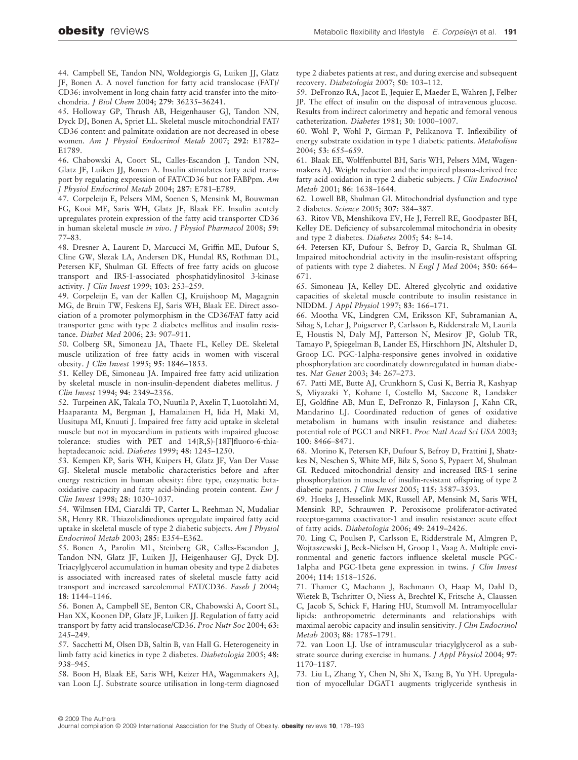44. Campbell SE, Tandon NN, Woldegiorgis G, Luiken JJ, Glatz JF, Bonen A. A novel function for fatty acid translocase (FAT)/CD36: involvement in long chain fatty acid transfer into the mitochondria. *J Biol Chem* 2004; **279**: 36235–36241.

45. Holloway GP, Thrush AB, Heigenhauser GJ, Tandon NN, Dyck DJ, Bonen A, Spriet LL. Skeletal muscle mitochondrial FAT/CD36 content and palmitate oxidation are not decreased in obese women. *Am J Physiol Endocrinol Metab* 2007; **292**: E1782–E1789.

46. Chabowski A, Coort SL, Calles-Escandon J, Tandon NN, Glatz JF, Luiken JJ, Bonen A. Insulin stimulates fatty acid transport by regulating expression of FAT/CD36 but not FABPpm. *Am J Physiol Endocrinol Metab* 2004; **287**: E781–E789.

47. Corpeleijn E, Pelsers MM, Soenen S, Mensink M, Bouwman FG, Kooi ME, Saris WH, Glatz JF, Blaak EE. Insulin acutely upregulates protein expression of the fatty acid transporter CD36 in human skeletal muscle *in vivo*. *J Physiol Pharmacol* 2008; **59**: 77–83.

48. Dresner A, Laurent D, Marcucci M, Griffin ME, Dufour S, Cline GW, Slezak LA, Andersen DK, Hundal RS, Rothman DL, Petersen KF, Shulman GI. Effects of free fatty acids on glucose transport and IRS-1-associated phosphatidylinositol 3-kinase activity. *J Clin Invest* 1999; **103**: 253–259.

49. Corpeleijn E, van der Kallen CJ, Kruijshoop M, Magagnin MG, de Bruin TW, Feskens EJ, Saris WH, Blaak EE. Direct association of a promoter polymorphism in the CD36/FAT fatty acid transporter gene with type 2 diabetes mellitus and insulin resistance. *Diabet Med* 2006; **23**: 907–911.

50. Colberg SR, Simoneau JA, Thaete FL, Kelley DE. Skeletal muscle utilization of free fatty acids in women with visceral obesity. *J Clin Invest* 1995; **95**: 1846–1853.

51. Kelley DE, Simoneau JA. Impaired free fatty acid utilization by skeletal muscle in non-insulin-dependent diabetes mellitus. *J Clin Invest* 1994; **94**: 2349–2356.

52. Turpeinen AK, Takala TO, Nuutila P, Axelin T, Luotolahti M, Haaparanta M, Bergman J, Hamalainen H, Iida H, Maki M, Uusitupa MI, Knuuti J. Impaired free fatty acid uptake in skeletal muscle but not in myocardium in patients with impaired glucose tolerance: studies with PET and 14(R,S)-[18F]fluoro-6-thia-heptadecanoic acid. *Diabetes* 1999; **48**: 1245–1250.

53. Kempen KP, Saris WH, Kuipers H, Glatz JF, Van Der Vusse GJ. Skeletal muscle metabolic characteristics before and after energy restriction in human obesity: fibre type, enzymatic beta-oxidative capacity and fatty acid-binding protein content. *Eur J Clin Invest* 1998; **28**: 1030–1037.

54. Wilmsen HM, Ciaraldi TP, Carter L, Reehman N, Mudaliar SR, Henry RR. Thiazolidinediones upregulate impaired fatty acid uptake in skeletal muscle of type 2 diabetic subjects. *Am J Physiol Endocrinol Metab* 2003; **285**: E354–E362.

55. Bonen A, Parolin ML, Steinberg GR, Calles-Escandon J, Tandon NN, Glatz JF, Luiken JJ, Heigenhauser GJ, Dyck DJ. Triacylglycerol accumulation in human obesity and type 2 diabetes is associated with increased rates of skeletal muscle fatty acid transport and increased sarcolemmal FAT/CD36. *Faseb J* 2004; **18**: 1144–1146.

56. Bonen A, Campbell SE, Benton CR, Chabowski A, Coort SL, Han XX, Koonen DP, Glatz JF, Luiken JJ. Regulation of fatty acid transport by fatty acid translocase/CD36. *Proc Nutr Soc* 2004; **63**: 245–249.

57. Sacchetti M, Olsen DB, Saltin B, van Hall G. Heterogeneity in limb fatty acid kinetics in type 2 diabetes. *Diabetologia* 2005; **48**: 938–945.

58. Boon H, Blaak EE, Saris WH, Keizer HA, Wagenmakers AJ, van Loon LJ. Substrate source utilisation in long-term diagnosed type 2 diabetes patients at rest, and during exercise and subsequent recovery. *Diabetologia* 2007; **50**: 103–112.

59. DeFronzo RA, Jacot E, Jequier E, Maeder E, Wahren J, Felber JP. The effect of insulin on the disposal of intravenous glucose. Results from indirect calorimetry and hepatic and femoral venous catheterization. *Diabetes* 1981; **30**: 1000–1007.

60. Wohl P, Wohl P, Girman P, Pelikanova T. Inflexibility of energy substrate oxidation in type 1 diabetic patients. *Metabolism* 2004; **53**: 655–659.

61. Blaak EE, Wolffenbuttel BH, Saris WH, Pelsers MM, Wagenmakers AJ. Weight reduction and the impaired plasma-derived free fatty acid oxidation in type 2 diabetic subjects. *J Clin Endocrinol Metab* 2001; **86**: 1638–1644.

62. Lowell BB, Shulman GI. Mitochondrial dysfunction and type 2 diabetes. *Science* 2005; **307**: 384–387.

63. Ritov VB, Menshikova EV, He J, Ferrell RE, Goodpaster BH, Kelley DE. Deficiency of subsarcolemmal mitochondria in obesity and type 2 diabetes. *Diabetes* 2005; **54**: 8–14.

64. Petersen KF, Dufour S, Befroy D, Garcia R, Shulman GI. Impaired mitochondrial activity in the insulin-resistant offspring of patients with type 2 diabetes. *N Engl J Med* 2004; **350**: 664–671.

65. Simoneau JA, Kelley DE. Altered glycolytic and oxidative capacities of skeletal muscle contribute to insulin resistance in NIDDM. *J Appl Physiol* 1997; **83**: 166–171.

66. Mootha VK, Lindgren CM, Eriksson KF, Subramanian A, Sihag S, Lehar J, Puigserver P, Carlsson E, Ridderstrale M, Laurila E, Houstis N, Daly MJ, Patterson N, Mesirov JP, Golub TR, Tamayo P, Spiegelman B, Lander ES, Hirschhorn JN, Altshuler D, Groop LC. PGC-1alpha-responsive genes involved in oxidative phosphorylation are coordinately downregulated in human diabetes. *Nat Genet* 2003; **34**: 267–273.

67. Patti ME, Butte AJ, Crunkhorn S, Cusi K, Berria R, Kashyap S, Miyazaki Y, Kohane I, Costello M, Saccone R, Landaker EJ, Goldfine AB, Mun E, DeFronzo R, Finlayson J, Kahn CR, Mandarino LJ. Coordinated reduction of genes of oxidative metabolism in humans with insulin resistance and diabetes: potential role of PGC1 and NRF1. *Proc Natl Acad Sci USA* 2003; **100**: 8466–8471.

68. Morino K, Petersen KF, Dufour S, Befroy D, Frattini J, Shatzkes N, Neschen S, White MF, Bilz S, Sono S, Pypaert M, Shulman GI. Reduced mitochondrial density and increased IRS-1 serine phosphorylation in muscle of insulin-resistant offspring of type 2 diabetic parents. *J Clin Invest* 2005; **115**: 3587–3593.

69. Hoeks J, Hesselink MK, Russell AP, Mensink M, Saris WH, Mensink RP, Schrauwen P. Peroxisome proliferator-activated receptor-gamma coactivator-1 and insulin resistance: acute effect of fatty acids. *Diabetologia* 2006; **49**: 2419–2426.

70. Ling C, Poulsen P, Carlsson E, Ridderstrale M, Almgren P, Wojtaszewski J, Beck-Nielsen H, Groop L, Vaag A. Multiple environmental and genetic factors influence skeletal muscle PGC-1alpha and PGC-1beta gene expression in twins. *J Clin Invest* 2004; **114**: 1518–1526.

71. Thamer C, Machann J, Bachmann O, Haap M, Dahl D, Wietek B, Tschritter O, Niess A, Brechtel K, Fritsche A, Claussen C, Jacob S, Schick F, Haring HU, Stumvoll M. Intramyocellular lipids: anthropometric determinants and relationships with maximal aerobic capacity and insulin sensitivity. *J Clin Endocrinol Metab* 2003; **88**: 1785–1791.

72. van Loon LJ. Use of intramuscular triacylglycerol as a substrate source during exercise in humans. *J Appl Physiol* 2004; **97**: 1170–1187.

73. Liu L, Zhang Y, Chen N, Shi X, Tsang B, Yu YH. Upregulation of myocellular DGAT1 augments triglyceride synthesis in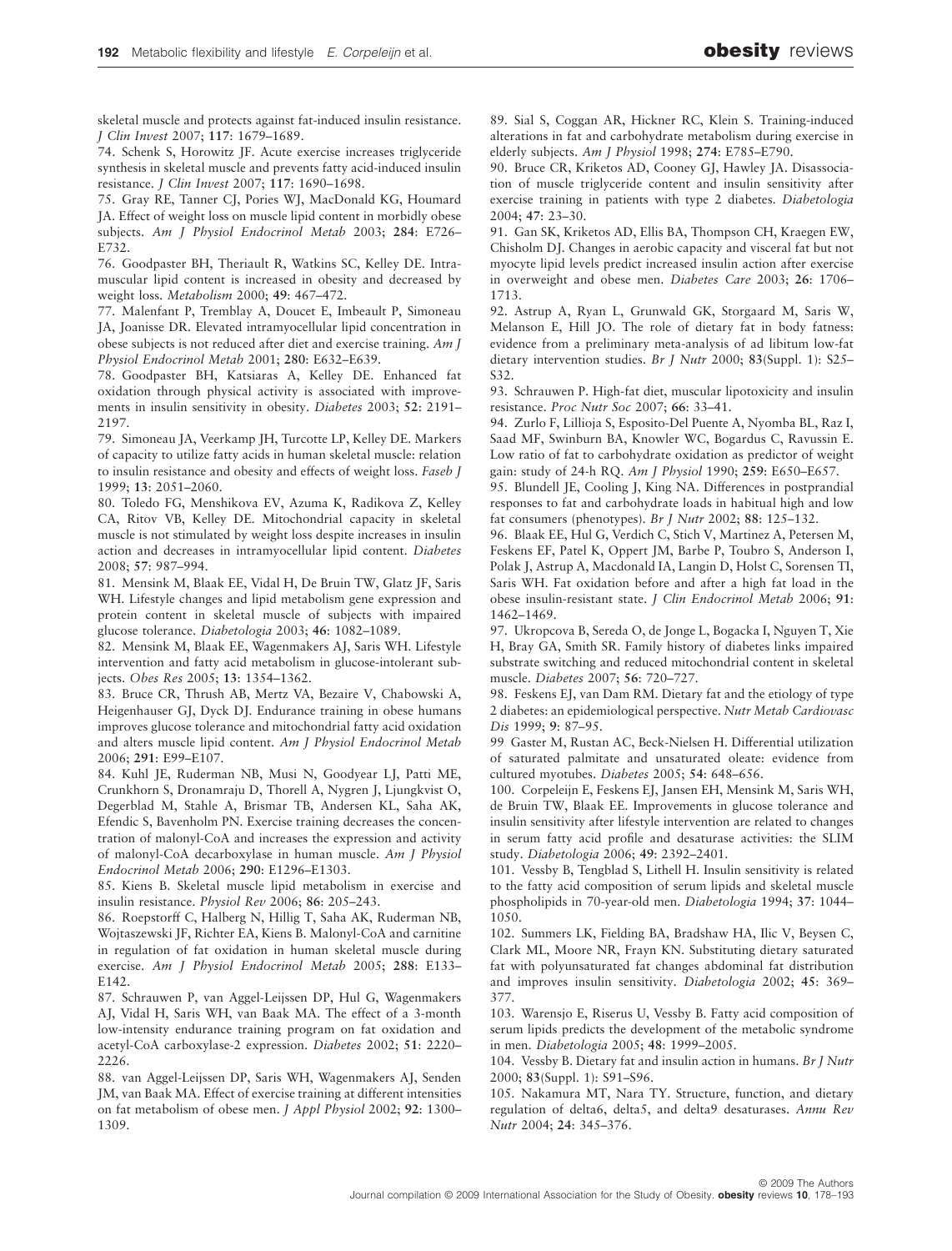skeletal muscle and protects against fat-induced insulin resistance. *J Clin Invest* 2007; **117**: 1679–1689.

74. Schenk S, Horowitz JF. Acute exercise increases triglyceride synthesis in skeletal muscle and prevents fatty acid-induced insulin resistance. *J Clin Invest* 2007; **117**: 1690–1698.

75. Gray RE, Tanner CJ, Pories WJ, MacDonald KG, Houmard JA. Effect of weight loss on muscle lipid content in morbidly obese subjects. *Am J Physiol Endocrinol Metab* 2003; **284**: E726–E732.

76. Goodpaster BH, Theriault R, Watkins SC, Kelley DE. Intramuscular lipid content is increased in obesity and decreased by weight loss. *Metabolism* 2000; **49**: 467–472.

77. Malenfant P, Tremblay A, Doucet E, Imbeault P, Simoneau JA, Joanisse DR. Elevated intramyocellular lipid concentration in obese subjects is not reduced after diet and exercise training. *Am J Physiol Endocrinol Metab* 2001; **280**: E632–E639.

78. Goodpaster BH, Katsiaras A, Kelley DE. Enhanced fat oxidation through physical activity is associated with improvements in insulin sensitivity in obesity. *Diabetes* 2003; **52**: 2191–2197.

79. Simoneau JA, Veerkamp JH, Turcotte LP, Kelley DE. Markers of capacity to utilize fatty acids in human skeletal muscle: relation to insulin resistance and obesity and effects of weight loss. *Faseb J* 1999; **13**: 2051–2060.

80. Toledo FG, Menshikova EV, Azuma K, Radikova Z, Kelley CA, Ritov VB, Kelley DE. Mitochondrial capacity in skeletal muscle is not stimulated by weight loss despite increases in insulin action and decreases in intramyocellular lipid content. *Diabetes* 2008; **57**: 987–994.

81. Mensink M, Blaak EE, Vidal H, De Bruin TW, Glatz JF, Saris WH. Lifestyle changes and lipid metabolism gene expression and protein content in skeletal muscle of subjects with impaired glucose tolerance. *Diabetologia* 2003; **46**: 1082–1089.

82. Mensink M, Blaak EE, Wagenmakers AJ, Saris WH. Lifestyle intervention and fatty acid metabolism in glucose-intolerant subjects. *Obes Res* 2005; **13**: 1354–1362.

83. Bruce CR, Thrush AB, Mertz VA, Bezaire V, Chabowski A, Heigenhauser GJ, Dyck DJ. Endurance training in obese humans improves glucose tolerance and mitochondrial fatty acid oxidation and alters muscle lipid content. *Am J Physiol Endocrinol Metab* 2006; **291**: E99–E107.

84. Kuhl JE, Ruderman NB, Musi N, Goodyear LJ, Patti ME, Crunkhorn S, Dronamraju D, Thorell A, Nygren J, Ljungkvist O, Degerblad M, Stahle A, Brismar TB, Andersen KL, Saha AK, Efendic S, Bavenholm PN. Exercise training decreases the concentration of malonyl-CoA and increases the expression and activity of malonyl-CoA decarboxylase in human muscle. *Am J Physiol Endocrinol Metab* 2006; **290**: E1296–E1303.

85. Kiens B. Skeletal muscle lipid metabolism in exercise and insulin resistance. *Physiol Rev* 2006; **86**: 205–243.

86. Roepstorff C, Halberg N, Hillig T, Saha AK, Ruderman NB, Wojtaszewski JF, Richter EA, Kiens B. Malonyl-CoA and carnitine in regulation of fat oxidation in human skeletal muscle during exercise. *Am J Physiol Endocrinol Metab* 2005; **288**: E133–E142.

87. Schrauwen P, van Aggel-Leijssen DP, Hul G, Wagenmakers AJ, Vidal H, Saris WH, van Baak MA. The effect of a 3-month low-intensity endurance training program on fat oxidation and acetyl-CoA carboxylase-2 expression. *Diabetes* 2002; **51**: 2220–2226.

88. van Aggel-Leijssen DP, Saris WH, Wagenmakers AJ, Senden JM, van Baak MA. Effect of exercise training at different intensities on fat metabolism of obese men. *J Appl Physiol* 2002; **92**: 1300–1309.

89. Sial S, Coggan AR, Hickner RC, Klein S. Training-induced alterations in fat and carbohydrate metabolism during exercise in elderly subjects. *Am J Physiol* 1998; **274**: E785–E790.

90. Bruce CR, Kriketos AD, Cooney GJ, Hawley JA. Disassociation of muscle triglyceride content and insulin sensitivity after exercise training in patients with type 2 diabetes. *Diabetologia* 2004; **47**: 23–30.

91. Gan SK, Kriketos AD, Ellis BA, Thompson CH, Kraegen EW, Chisholm DJ. Changes in aerobic capacity and visceral fat but not myocyte lipid levels predict increased insulin action after exercise in overweight and obese men. *Diabetes Care* 2003; **26**: 1706–1713.

92. Astrup A, Ryan L, Grunwald GK, Storgaard M, Saris W, Melanson E, Hill JO. The role of dietary fat in body fatness: evidence from a preliminary meta-analysis of ad libitum low-fat dietary intervention studies. *Br J Nutr* 2000; **83**(Suppl. 1): S25–S32.

93. Schrauwen P. High-fat diet, muscular lipotoxicity and insulin resistance. *Proc Nutr Soc* 2007; **66**: 33–41.

94. Zurlo F, Lillioja S, Esposito-Del Puente A, Nyomba BL, Raz I, Saad MF, Swinburn BA, Knowler WC, Bogardus C, Ravussin E. Low ratio of fat to carbohydrate oxidation as predictor of weight gain: study of 24-h RQ. *Am J Physiol* 1990; **259**: E650–E657.

95. Blundell JE, Cooling J, King NA. Differences in postprandial responses to fat and carbohydrate loads in habitual high and low fat consumers (phenotypes). *Br J Nutr* 2002; **88**: 125–132.

96. Blaak EE, Hul G, Verdich C, Stich V, Martinez A, Petersen M, Feskens EF, Patel K, Oppert JM, Barbe P, Toubro S, Anderson I, Polak J, Astrup A, Macdonald IA, Langin D, Holst C, Sorensen TI, Saris WH. Fat oxidation before and after a high fat load in the obese insulin-resistant state. *J Clin Endocrinol Metab* 2006; **91**: 1462–1469.

97. Ukropcova B, Sereda O, de Jonge L, Bogacka I, Nguyen T, Xie H, Bray GA, Smith SR. Family history of diabetes links impaired substrate switching and reduced mitochondrial content in skeletal muscle. *Diabetes* 2007; **56**: 720–727.

98. Feskens EJ, van Dam RM. Dietary fat and the etiology of type 2 diabetes: an epidemiological perspective. *Nutr Metab Cardiovasc Dis* 1999; **9**: 87–95.

99 Gaster M, Rustan AC, Beck-Nielsen H. Differential utilization of saturated palmitate and unsaturated oleate: evidence from cultured myotubes. *Diabetes* 2005; **54**: 648–656.

100. Corpeleijn E, Feskens EJ, Jansen EH, Mensink M, Saris WH, de Bruin TW, Blaak EE. Improvements in glucose tolerance and insulin sensitivity after lifestyle intervention are related to changes in serum fatty acid profile and desaturase activities: the SLIM study. *Diabetologia* 2006; **49**: 2392–2401.

101. Vessby B, Tengblad S, Lithell H. Insulin sensitivity is related to the fatty acid composition of serum lipids and skeletal muscle phospholipids in 70-year-old men. *Diabetologia* 1994; **37**: 1044–1050.

102. Summers LK, Fielding BA, Bradshaw HA, Ilic V, Beysen C, Clark ML, Moore NR, Frayn KN. Substituting dietary saturated fat with polyunsaturated fat changes abdominal fat distribution and improves insulin sensitivity. *Diabetologia* 2002; **45**: 369–377.

103. Warensjo E, Riserus U, Vessby B. Fatty acid composition of serum lipids predicts the development of the metabolic syndrome in men. *Diabetologia* 2005; **48**: 1999–2005.

104. Vessby B. Dietary fat and insulin action in humans. *Br J Nutr* 2000; **83**(Suppl. 1): S91–S96.

105. Nakamura MT, Nara TY. Structure, function, and dietary regulation of delta6, delta5, and delta9 desaturases. *Annu Rev Nutr* 2004; **24**: 345–376.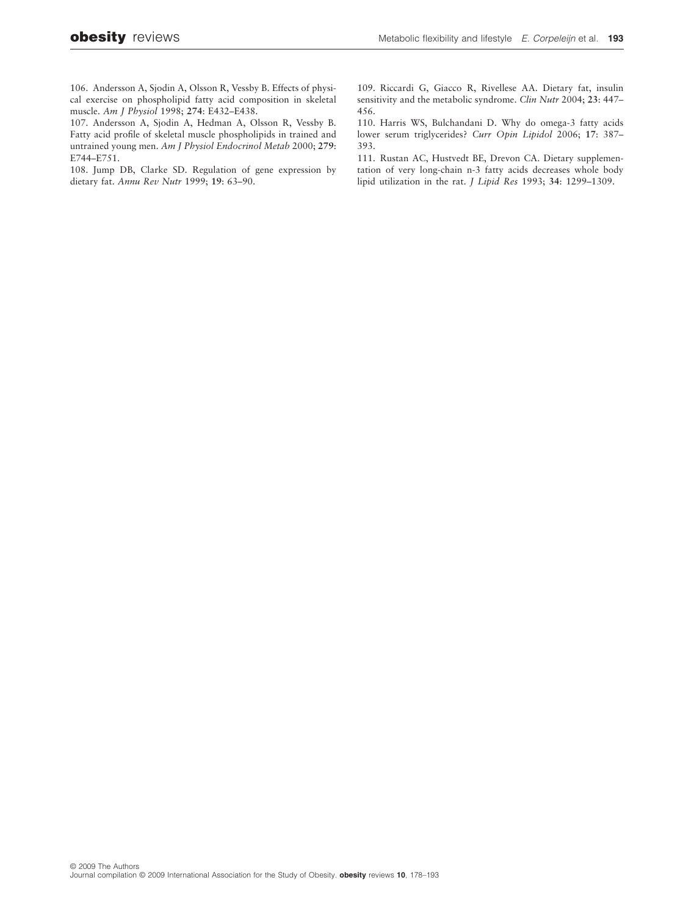106. Andersson A, Sjodin A, Olsson R, Vessby B. Effects of physical exercise on phospholipid fatty acid composition in skeletal muscle. *Am J Physiol* 1998; **274**: E432–E438.

107. Andersson A, Sjodin A, Hedman A, Olsson R, Vessby B. Fatty acid profile of skeletal muscle phospholipids in trained and untrained young men. *Am J Physiol Endocrinol Metab* 2000; **279**: E744–E751.

108. Jump DB, Clarke SD. Regulation of gene expression by dietary fat. *Annu Rev Nutr* 1999; **19**: 63–90.

109. Riccardi G, Giacco R, Rivellese AA. Dietary fat, insulin sensitivity and the metabolic syndrome. *Clin Nutr* 2004; **23**: 447–456.

110. Harris WS, Bulchandani D. Why do omega-3 fatty acids lower serum triglycerides? *Curr Opin Lipidol* 2006; **17**: 387–393.

111. Rustan AC, Hustvedt BE, Drevon CA. Dietary supplementation of very long-chain n-3 fatty acids decreases whole body lipid utilization in the rat. *J Lipid Res* 1993; **34**: 1299–1309.